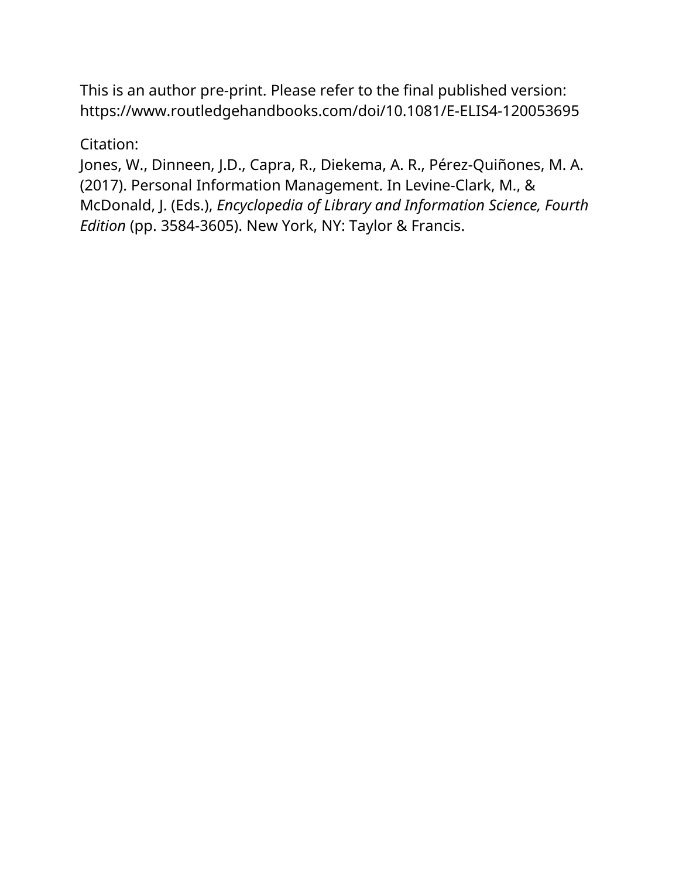This is an author pre-print. Please refer to the final published version: https://www.routledgehandbooks.com/doi/10.1081/E-ELIS4-120053695

Citation:
Jones, W., Dinneen, J.D., Capra, R., Diekema, A. R., Pérez-Quiñones, M. A. (2017). Personal Information Management. In Levine-Clark, M., & McDonald, J. (Eds.), *Encyclopedia of Library and Information Science, Fourth Edition* (pp. 3584-3605). New York, NY: Taylor & Francis.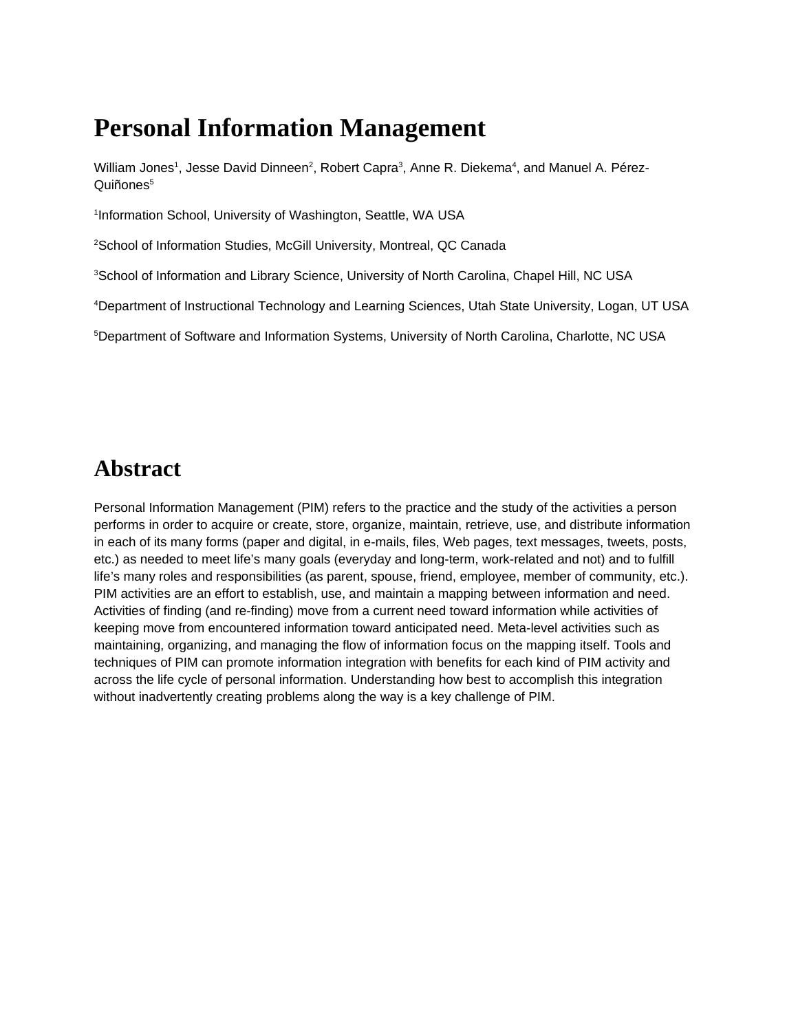# Personal Information Management

William Jones[1], Jesse David Dinneen[2], Robert Capra[3], Anne R. Diekema[4], and Manuel A. Pérez-Quiñones[5]

[1]Information School, University of Washington, Seattle, WA USA

[2]School of Information Studies, McGill University, Montreal, QC Canada

[3]School of Information and Library Science, University of North Carolina, Chapel Hill, NC USA

[4]Department of Instructional Technology and Learning Sciences, Utah State University, Logan, UT USA

[5]Department of Software and Information Systems, University of North Carolina, Charlotte, NC USA

# Abstract

Personal Information Management (PIM) refers to the practice and the study of the activities a person performs in order to acquire or create, store, organize, maintain, retrieve, use, and distribute information in each of its many forms (paper and digital, in e-mails, files, Web pages, text messages, tweets, posts, etc.) as needed to meet life's many goals (everyday and long-term, work-related and not) and to fulfill life's many roles and responsibilities (as parent, spouse, friend, employee, member of community, etc.). PIM activities are an effort to establish, use, and maintain a mapping between information and need. Activities of finding (and re-finding) move from a current need toward information while activities of keeping move from encountered information toward anticipated need. Meta-level activities such as maintaining, organizing, and managing the flow of information focus on the mapping itself. Tools and techniques of PIM can promote information integration with benefits for each kind of PIM activity and across the life cycle of personal information. Understanding how best to accomplish this integration without inadvertently creating problems along the way is a key challenge of PIM.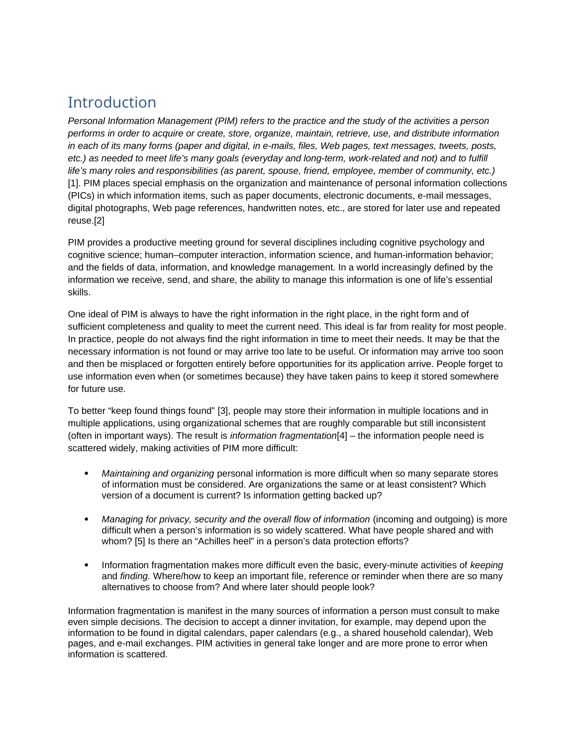# Introduction

*Personal Information Management (PIM) refers to the practice and the study of the activities a person performs in order to acquire or create, store, organize, maintain, retrieve, use, and distribute information in each of its many forms (paper and digital, in e-mails, files, Web pages, text messages, tweets, posts, etc.) as needed to meet life's many goals (everyday and long-term, work-related and not) and to fulfill life's many roles and responsibilities (as parent, spouse, friend, employee, member of community, etc.)* [1]. PIM places special emphasis on the organization and maintenance of personal information collections (PICs) in which information items, such as paper documents, electronic documents, e-mail messages, digital photographs, Web page references, handwritten notes, etc., are stored for later use and repeated reuse.[2]

PIM provides a productive meeting ground for several disciplines including cognitive psychology and cognitive science; human–computer interaction, information science, and human-information behavior; and the fields of data, information, and knowledge management. In a world increasingly defined by the information we receive, send, and share, the ability to manage this information is one of life's essential skills.

One ideal of PIM is always to have the right information in the right place, in the right form and of sufficient completeness and quality to meet the current need. This ideal is far from reality for most people. In practice, people do not always find the right information in time to meet their needs. It may be that the necessary information is not found or may arrive too late to be useful. Or information may arrive too soon and then be misplaced or forgotten entirely before opportunities for its application arrive. People forget to use information even when (or sometimes because) they have taken pains to keep it stored somewhere for future use.

To better "keep found things found" [3], people may store their information in multiple locations and in multiple applications, using organizational schemes that are roughly comparable but still inconsistent (often in important ways). The result is *information fragmentation*[4] – the information people need is scattered widely, making activities of PIM more difficult:

- *Maintaining and organizing* personal information is more difficult when so many separate stores of information must be considered. Are organizations the same or at least consistent? Which version of a document is current? Is information getting backed up?

- *Managing for privacy, security and the overall flow of information* (incoming and outgoing) is more difficult when a person's information is so widely scattered. What have people shared and with whom? [5] Is there an "Achilles heel" in a person's data protection efforts?

- Information fragmentation makes more difficult even the basic, every-minute activities of *keeping* and *finding.* Where/how to keep an important file, reference or reminder when there are so many alternatives to choose from? And where later should people look?

Information fragmentation is manifest in the many sources of information a person must consult to make even simple decisions. The decision to accept a dinner invitation, for example, may depend upon the information to be found in digital calendars, paper calendars (e.g., a shared household calendar), Web pages, and e-mail exchanges. PIM activities in general take longer and are more prone to error when information is scattered.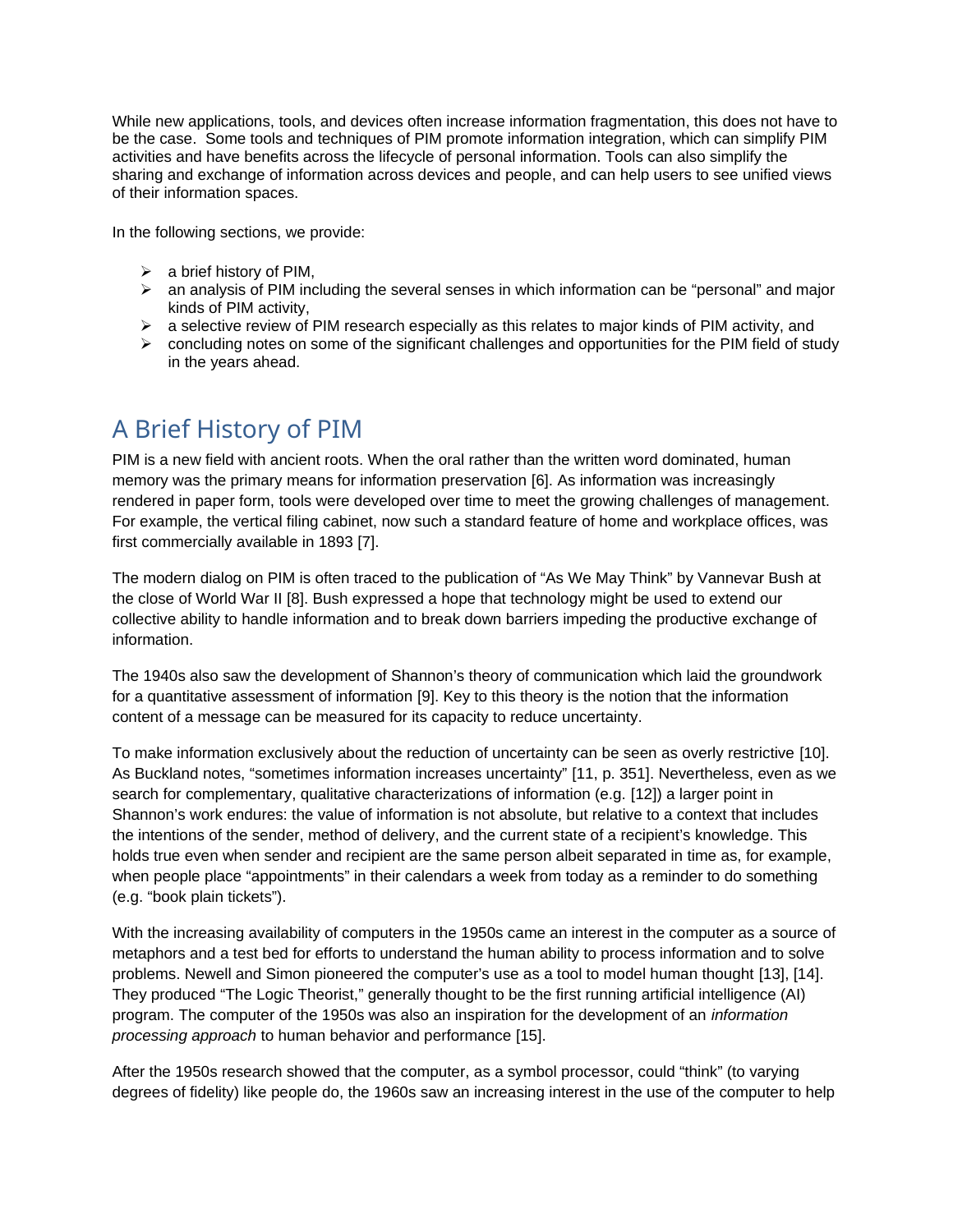While new applications, tools, and devices often increase information fragmentation, this does not have to be the case. Some tools and techniques of PIM promote information integration, which can simplify PIM activities and have benefits across the lifecycle of personal information. Tools can also simplify the sharing and exchange of information across devices and people, and can help users to see unified views of their information spaces.

In the following sections, we provide:

- a brief history of PIM,
- an analysis of PIM including the several senses in which information can be "personal" and major kinds of PIM activity,
- a selective review of PIM research especially as this relates to major kinds of PIM activity, and
- concluding notes on some of the significant challenges and opportunities for the PIM field of study in the years ahead.

## A Brief History of PIM

PIM is a new field with ancient roots. When the oral rather than the written word dominated, human memory was the primary means for information preservation [6]. As information was increasingly rendered in paper form, tools were developed over time to meet the growing challenges of management. For example, the vertical filing cabinet, now such a standard feature of home and workplace offices, was first commercially available in 1893 [7].

The modern dialog on PIM is often traced to the publication of "As We May Think" by Vannevar Bush at the close of World War II [8]. Bush expressed a hope that technology might be used to extend our collective ability to handle information and to break down barriers impeding the productive exchange of information.

The 1940s also saw the development of Shannon's theory of communication which laid the groundwork for a quantitative assessment of information [9]. Key to this theory is the notion that the information content of a message can be measured for its capacity to reduce uncertainty.

To make information exclusively about the reduction of uncertainty can be seen as overly restrictive [10]. As Buckland notes, "sometimes information increases uncertainty" [11, p. 351]. Nevertheless, even as we search for complementary, qualitative characterizations of information (e.g. [12]) a larger point in Shannon's work endures: the value of information is not absolute, but relative to a context that includes the intentions of the sender, method of delivery, and the current state of a recipient's knowledge. This holds true even when sender and recipient are the same person albeit separated in time as, for example, when people place "appointments" in their calendars a week from today as a reminder to do something (e.g. "book plain tickets").

With the increasing availability of computers in the 1950s came an interest in the computer as a source of metaphors and a test bed for efforts to understand the human ability to process information and to solve problems. Newell and Simon pioneered the computer's use as a tool to model human thought [13], [14]. They produced "The Logic Theorist," generally thought to be the first running artificial intelligence (AI) program. The computer of the 1950s was also an inspiration for the development of an *information processing approach* to human behavior and performance [15].

After the 1950s research showed that the computer, as a symbol processor, could "think" (to varying degrees of fidelity) like people do, the 1960s saw an increasing interest in the use of the computer to help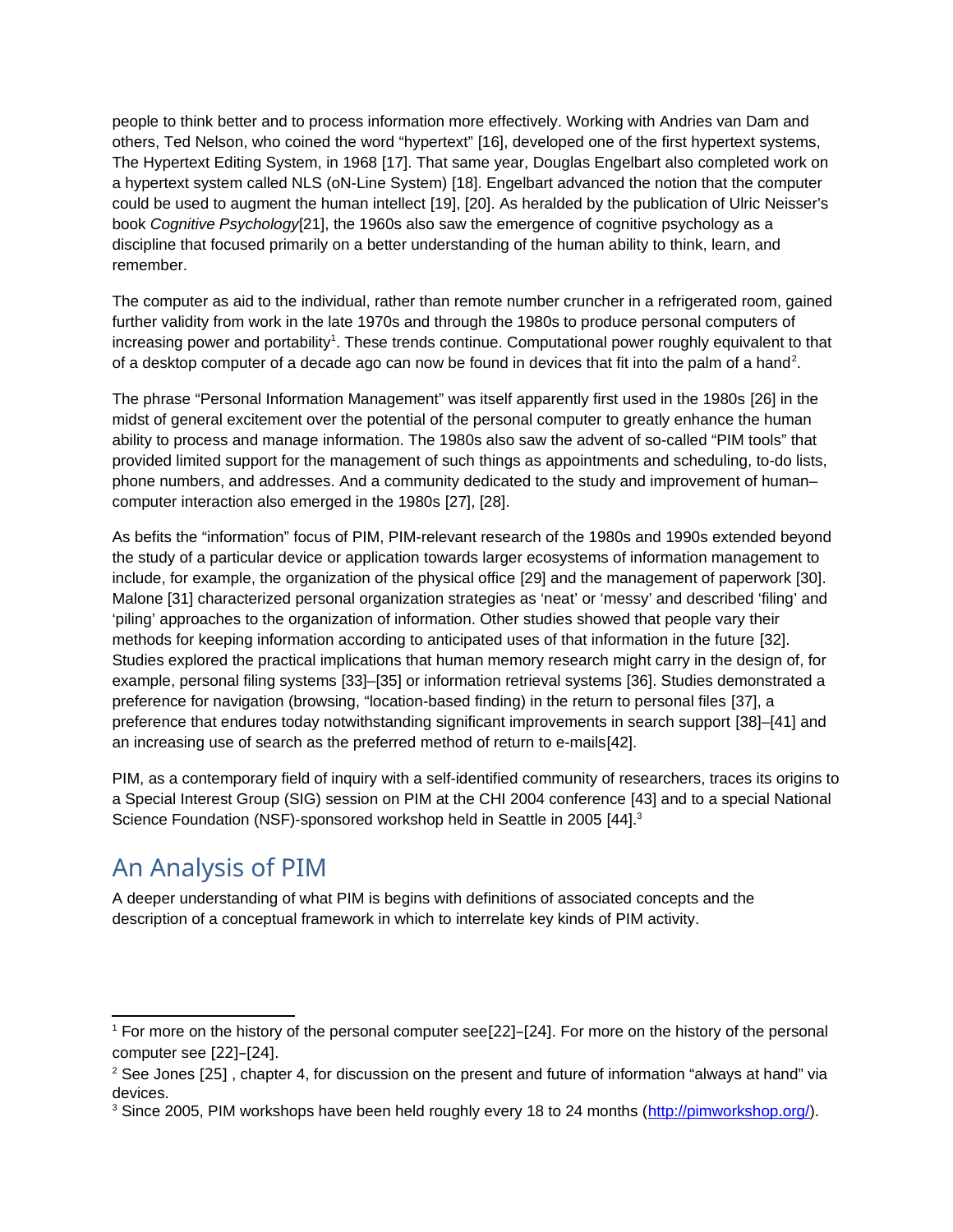people to think better and to process information more effectively. Working with Andries van Dam and others, Ted Nelson, who coined the word "hypertext" [16], developed one of the first hypertext systems, The Hypertext Editing System, in 1968 [17]. That same year, Douglas Engelbart also completed work on a hypertext system called NLS (oN-Line System) [18]. Engelbart advanced the notion that the computer could be used to augment the human intellect [19], [20]. As heralded by the publication of Ulric Neisser's book *Cognitive Psychology*[21], the 1960s also saw the emergence of cognitive psychology as a discipline that focused primarily on a better understanding of the human ability to think, learn, and remember.

The computer as aid to the individual, rather than remote number cruncher in a refrigerated room, gained further validity from work in the late 1970s and through the 1980s to produce personal computers of increasing power and portability[1]. These trends continue. Computational power roughly equivalent to that of a desktop computer of a decade ago can now be found in devices that fit into the palm of a hand[2].

The phrase "Personal Information Management" was itself apparently first used in the 1980s [26] in the midst of general excitement over the potential of the personal computer to greatly enhance the human ability to process and manage information. The 1980s also saw the advent of so-called "PIM tools" that provided limited support for the management of such things as appointments and scheduling, to-do lists, phone numbers, and addresses. And a community dedicated to the study and improvement of human–computer interaction also emerged in the 1980s [27], [28].

As befits the "information" focus of PIM, PIM-relevant research of the 1980s and 1990s extended beyond the study of a particular device or application towards larger ecosystems of information management to include, for example, the organization of the physical office [29] and the management of paperwork [30]. Malone [31] characterized personal organization strategies as 'neat' or 'messy' and described 'filing' and 'piling' approaches to the organization of information. Other studies showed that people vary their methods for keeping information according to anticipated uses of that information in the future [32]. Studies explored the practical implications that human memory research might carry in the design of, for example, personal filing systems [33]–[35] or information retrieval systems [36]. Studies demonstrated a preference for navigation (browsing, "location-based finding) in the return to personal files [37], a preference that endures today notwithstanding significant improvements in search support [38]–[41] and an increasing use of search as the preferred method of return to e-mails[42].

PIM, as a contemporary field of inquiry with a self-identified community of researchers, traces its origins to a Special Interest Group (SIG) session on PIM at the CHI 2004 conference [43] and to a special National Science Foundation (NSF)-sponsored workshop held in Seattle in 2005 [44].[3]

## An Analysis of PIM

A deeper understanding of what PIM is begins with definitions of associated concepts and the description of a conceptual framework in which to interrelate key kinds of PIM activity.

---

[1] For more on the history of the personal computer see[22]–[24]. For more on the history of the personal computer see [22]–[24].

[2] See Jones [25] , chapter 4, for discussion on the present and future of information "always at hand" via devices.

[3] Since 2005, PIM workshops have been held roughly every 18 to 24 months (http://pimworkshop.org/).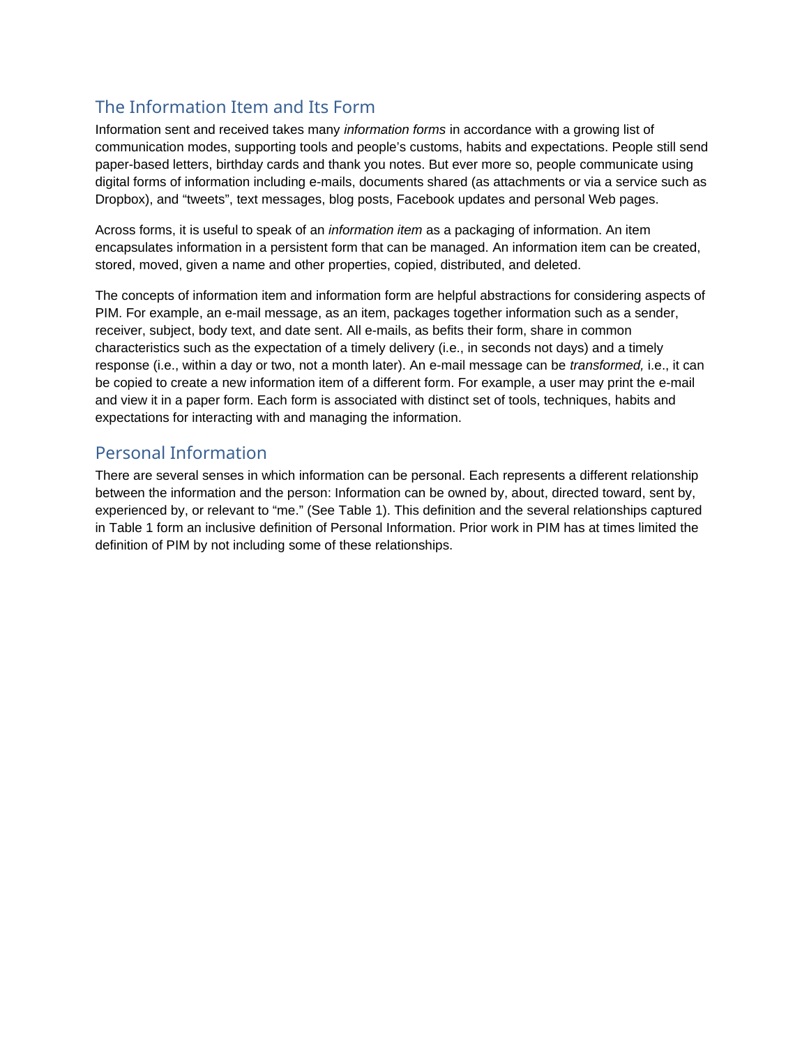## The Information Item and Its Form

Information sent and received takes many *information forms* in accordance with a growing list of communication modes, supporting tools and people's customs, habits and expectations. People still send paper-based letters, birthday cards and thank you notes. But ever more so, people communicate using digital forms of information including e-mails, documents shared (as attachments or via a service such as Dropbox), and "tweets", text messages, blog posts, Facebook updates and personal Web pages.

Across forms, it is useful to speak of an *information item* as a packaging of information. An item encapsulates information in a persistent form that can be managed. An information item can be created, stored, moved, given a name and other properties, copied, distributed, and deleted.

The concepts of information item and information form are helpful abstractions for considering aspects of PIM. For example, an e-mail message, as an item, packages together information such as a sender, receiver, subject, body text, and date sent. All e-mails, as befits their form, share in common characteristics such as the expectation of a timely delivery (i.e., in seconds not days) and a timely response (i.e., within a day or two, not a month later). An e-mail message can be *transformed,* i.e., it can be copied to create a new information item of a different form. For example, a user may print the e-mail and view it in a paper form. Each form is associated with distinct set of tools, techniques, habits and expectations for interacting with and managing the information.

## Personal Information

There are several senses in which information can be personal. Each represents a different relationship between the information and the person: Information can be owned by, about, directed toward, sent by, experienced by, or relevant to "me." (See Table 1). This definition and the several relationships captured in Table 1 form an inclusive definition of Personal Information. Prior work in PIM has at times limited the definition of PIM by not including some of these relationships.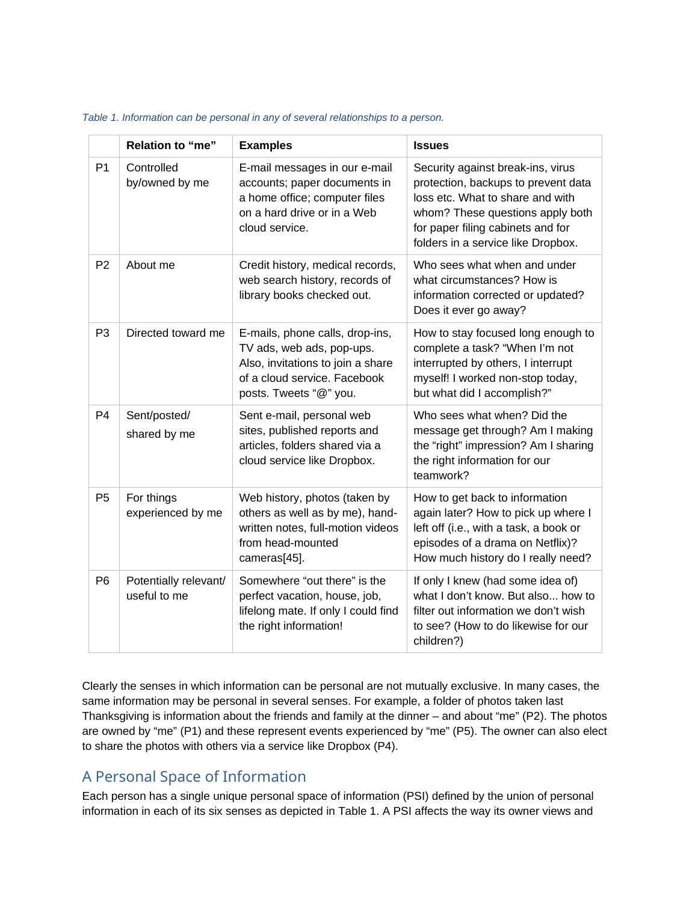*Table 1. Information can be personal in any of several relationships to a person.*

| | Relation to "me" | Examples | Issues |
|---|---|---|---|
| P1 | Controlled by/owned by me | E-mail messages in our e-mail accounts; paper documents in a home office; computer files on a hard drive or in a Web cloud service. | Security against break-ins, virus protection, backups to prevent data loss etc. What to share and with whom? These questions apply both for paper filing cabinets and for folders in a service like Dropbox. |
| P2 | About me | Credit history, medical records, web search history, records of library books checked out. | Who sees what when and under what circumstances? How is information corrected or updated? Does it ever go away? |
| P3 | Directed toward me | E-mails, phone calls, drop-ins, TV ads, web ads, pop-ups. Also, invitations to join a share of a cloud service. Facebook posts. Tweets "@" you. | How to stay focused long enough to complete a task? "When I'm not interrupted by others, I interrupt myself! I worked non-stop today, but what did I accomplish?" |
| P4 | Sent/posted/ shared by me | Sent e-mail, personal web sites, published reports and articles, folders shared via a cloud service like Dropbox. | Who sees what when? Did the message get through? Am I making the "right" impression? Am I sharing the right information for our teamwork? |
| P5 | For things experienced by me | Web history, photos (taken by others as well as by me), hand-written notes, full-motion videos from head-mounted cameras[45]. | How to get back to information again later? How to pick up where I left off (i.e., with a task, a book or episodes of a drama on Netflix)? How much history do I really need? |
| P6 | Potentially relevant/ useful to me | Somewhere "out there" is the perfect vacation, house, job, lifelong mate. If only I could find the right information! | If only I knew (had some idea of) what I don't know. But also... how to filter out information we don't wish to see? (How to do likewise for our children?) |

Clearly the senses in which information can be personal are not mutually exclusive. In many cases, the same information may be personal in several senses. For example, a folder of photos taken last Thanksgiving is information about the friends and family at the dinner – and about "me" (P2). The photos are owned by "me" (P1) and these represent events experienced by "me" (P5). The owner can also elect to share the photos with others via a service like Dropbox (P4).

## A Personal Space of Information

Each person has a single unique personal space of information (PSI) defined by the union of personal information in each of its six senses as depicted in Table 1. A PSI affects the way its owner views and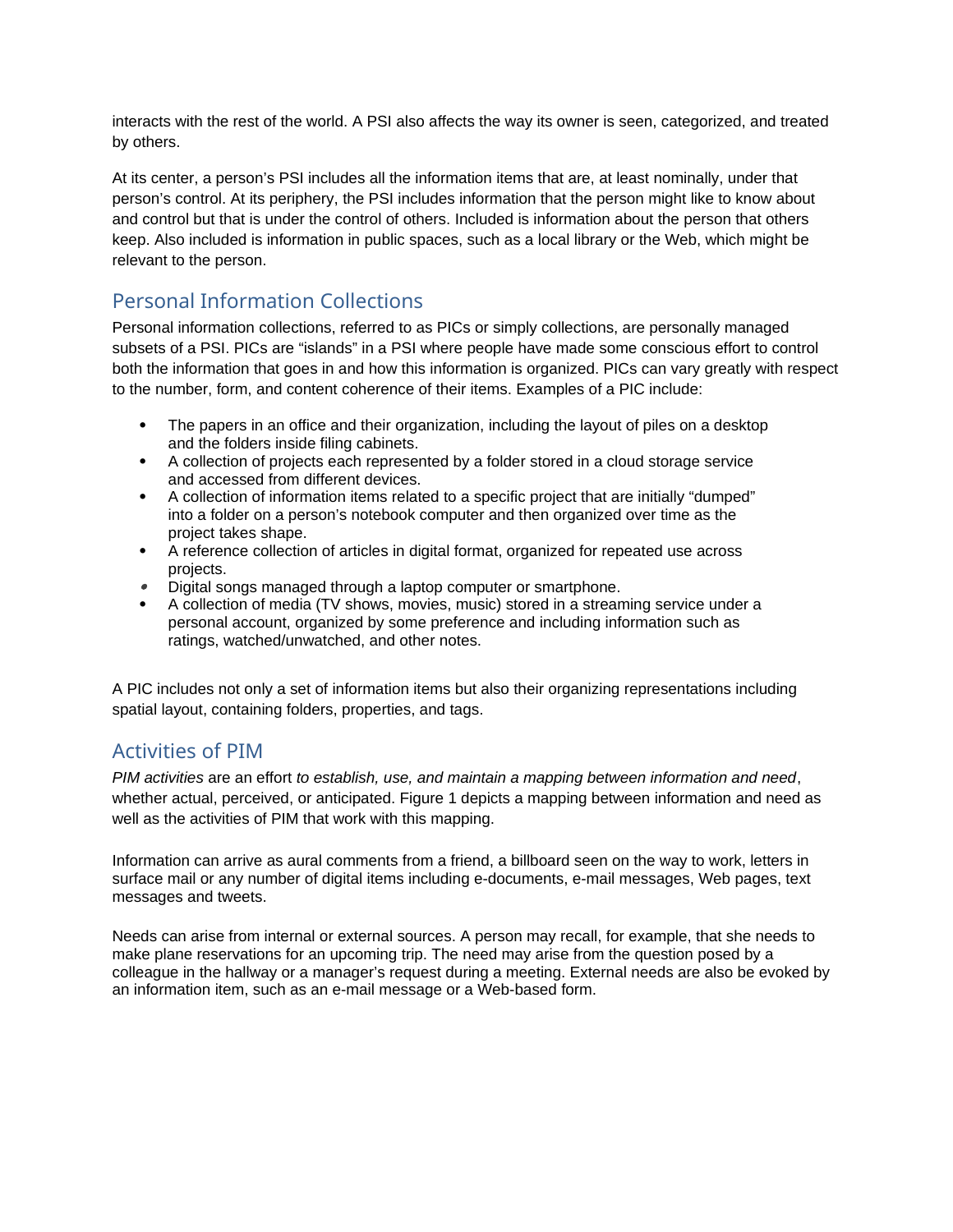interacts with the rest of the world. A PSI also affects the way its owner is seen, categorized, and treated by others.

At its center, a person's PSI includes all the information items that are, at least nominally, under that person's control. At its periphery, the PSI includes information that the person might like to know about and control but that is under the control of others. Included is information about the person that others keep. Also included is information in public spaces, such as a local library or the Web, which might be relevant to the person.

## Personal Information Collections

Personal information collections, referred to as PICs or simply collections, are personally managed subsets of a PSI. PICs are "islands" in a PSI where people have made some conscious effort to control both the information that goes in and how this information is organized. PICs can vary greatly with respect to the number, form, and content coherence of their items. Examples of a PIC include:

- The papers in an office and their organization, including the layout of piles on a desktop and the folders inside filing cabinets.
- A collection of projects each represented by a folder stored in a cloud storage service and accessed from different devices.
- A collection of information items related to a specific project that are initially "dumped" into a folder on a person's notebook computer and then organized over time as the project takes shape.
- A reference collection of articles in digital format, organized for repeated use across projects.
- Digital songs managed through a laptop computer or smartphone.
- A collection of media (TV shows, movies, music) stored in a streaming service under a personal account, organized by some preference and including information such as ratings, watched/unwatched, and other notes.

A PIC includes not only a set of information items but also their organizing representations including spatial layout, containing folders, properties, and tags.

## Activities of PIM

*PIM activities* are an effort *to establish, use, and maintain a mapping between information and need*, whether actual, perceived, or anticipated. Figure 1 depicts a mapping between information and need as well as the activities of PIM that work with this mapping.

Information can arrive as aural comments from a friend, a billboard seen on the way to work, letters in surface mail or any number of digital items including e-documents, e-mail messages, Web pages, text messages and tweets.

Needs can arise from internal or external sources. A person may recall, for example, that she needs to make plane reservations for an upcoming trip. The need may arise from the question posed by a colleague in the hallway or a manager's request during a meeting. External needs are also be evoked by an information item, such as an e-mail message or a Web-based form.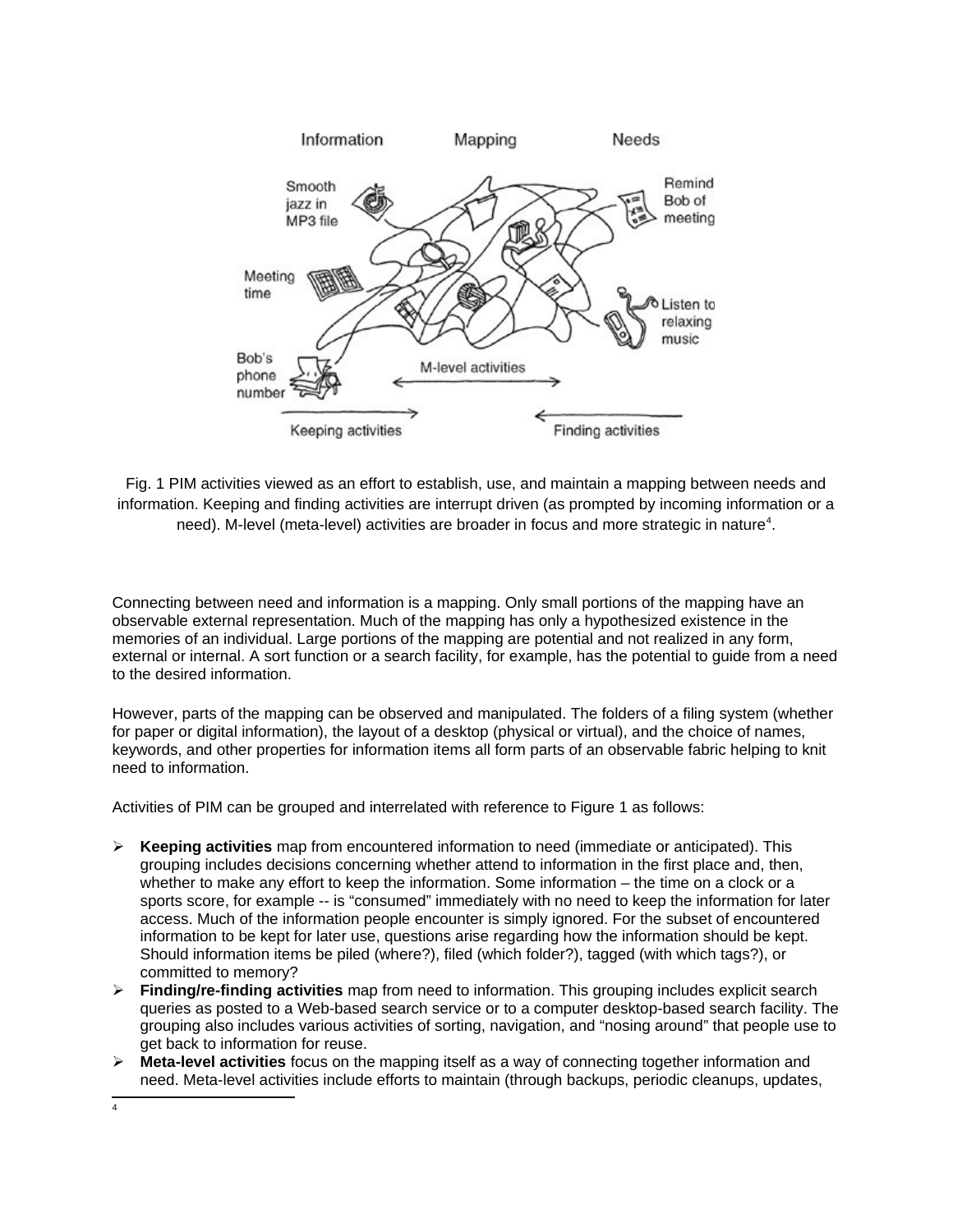Fig. 1 PIM activities viewed as an effort to establish, use, and maintain a mapping between needs and information. Keeping and finding activities are interrupt driven (as prompted by incoming information or a need). M-level (meta-level) activities are broader in focus and more strategic in nature[4].

Connecting between need and information is a mapping. Only small portions of the mapping have an observable external representation. Much of the mapping has only a hypothesized existence in the memories of an individual. Large portions of the mapping are potential and not realized in any form, external or internal. A sort function or a search facility, for example, has the potential to guide from a need to the desired information.

However, parts of the mapping can be observed and manipulated. The folders of a filing system (whether for paper or digital information), the layout of a desktop (physical or virtual), and the choice of names, keywords, and other properties for information items all form parts of an observable fabric helping to knit need to information.

Activities of PIM can be grouped and interrelated with reference to Figure 1 as follows:

- **Keeping activities** map from encountered information to need (immediate or anticipated). This grouping includes decisions concerning whether attend to information in the first place and, then, whether to make any effort to keep the information. Some information – the time on a clock or a sports score, for example -- is "consumed" immediately with no need to keep the information for later access. Much of the information people encounter is simply ignored. For the subset of encountered information to be kept for later use, questions arise regarding how the information should be kept. Should information items be piled (where?), filed (which folder?), tagged (with which tags?), or committed to memory?
- **Finding/re-finding activities** map from need to information. This grouping includes explicit search queries as posted to a Web-based search service or to a computer desktop-based search facility. The grouping also includes various activities of sorting, navigation, and "nosing around" that people use to get back to information for reuse.
- **Meta-level activities** focus on the mapping itself as a way of connecting together information and need. Meta-level activities include efforts to maintain (through backups, periodic cleanups, updates,

[4]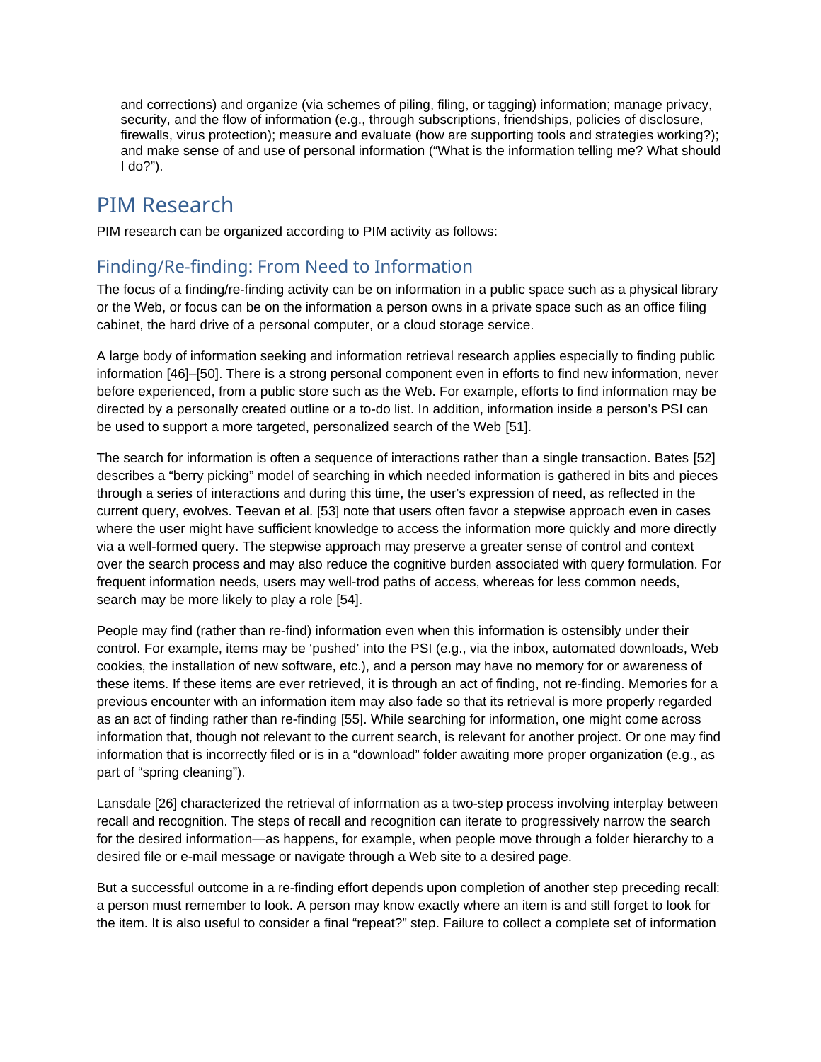and corrections) and organize (via schemes of piling, filing, or tagging) information; manage privacy, security, and the flow of information (e.g., through subscriptions, friendships, policies of disclosure, firewalls, virus protection); measure and evaluate (how are supporting tools and strategies working?); and make sense of and use of personal information ("What is the information telling me? What should I do?").

## PIM Research

PIM research can be organized according to PIM activity as follows:

### Finding/Re-finding: From Need to Information

The focus of a finding/re-finding activity can be on information in a public space such as a physical library or the Web, or focus can be on the information a person owns in a private space such as an office filing cabinet, the hard drive of a personal computer, or a cloud storage service.

A large body of information seeking and information retrieval research applies especially to finding public information [46]–[50]. There is a strong personal component even in efforts to find new information, never before experienced, from a public store such as the Web. For example, efforts to find information may be directed by a personally created outline or a to-do list. In addition, information inside a person's PSI can be used to support a more targeted, personalized search of the Web [51].

The search for information is often a sequence of interactions rather than a single transaction. Bates [52] describes a "berry picking" model of searching in which needed information is gathered in bits and pieces through a series of interactions and during this time, the user's expression of need, as reflected in the current query, evolves. Teevan et al. [53] note that users often favor a stepwise approach even in cases where the user might have sufficient knowledge to access the information more quickly and more directly via a well-formed query. The stepwise approach may preserve a greater sense of control and context over the search process and may also reduce the cognitive burden associated with query formulation. For frequent information needs, users may well-trod paths of access, whereas for less common needs, search may be more likely to play a role [54].

People may find (rather than re-find) information even when this information is ostensibly under their control. For example, items may be 'pushed' into the PSI (e.g., via the inbox, automated downloads, Web cookies, the installation of new software, etc.), and a person may have no memory for or awareness of these items. If these items are ever retrieved, it is through an act of finding, not re-finding. Memories for a previous encounter with an information item may also fade so that its retrieval is more properly regarded as an act of finding rather than re-finding [55]. While searching for information, one might come across information that, though not relevant to the current search, is relevant for another project. Or one may find information that is incorrectly filed or is in a "download" folder awaiting more proper organization (e.g., as part of "spring cleaning").

Lansdale [26] characterized the retrieval of information as a two-step process involving interplay between recall and recognition. The steps of recall and recognition can iterate to progressively narrow the search for the desired information—as happens, for example, when people move through a folder hierarchy to a desired file or e-mail message or navigate through a Web site to a desired page.

But a successful outcome in a re-finding effort depends upon completion of another step preceding recall: a person must remember to look. A person may know exactly where an item is and still forget to look for the item. It is also useful to consider a final "repeat?" step. Failure to collect a complete set of information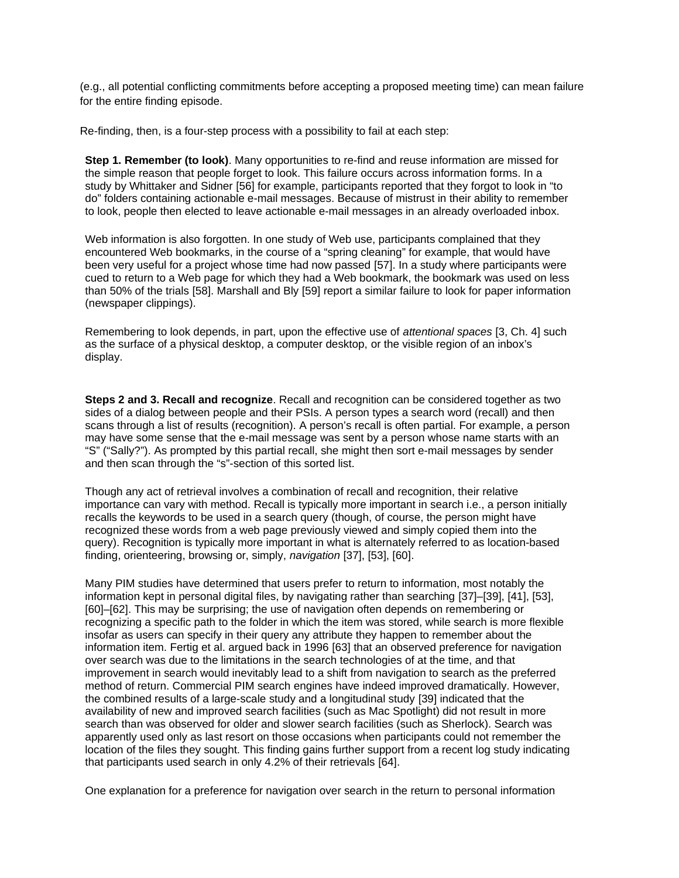(e.g., all potential conflicting commitments before accepting a proposed meeting time) can mean failure for the entire finding episode.

Re-finding, then, is a four-step process with a possibility to fail at each step:

**Step 1. Remember (to look)**. Many opportunities to re-find and reuse information are missed for the simple reason that people forget to look. This failure occurs across information forms. In a study by Whittaker and Sidner [56] for example, participants reported that they forgot to look in "to do" folders containing actionable e-mail messages. Because of mistrust in their ability to remember to look, people then elected to leave actionable e-mail messages in an already overloaded inbox.

Web information is also forgotten. In one study of Web use, participants complained that they encountered Web bookmarks, in the course of a "spring cleaning" for example, that would have been very useful for a project whose time had now passed [57]. In a study where participants were cued to return to a Web page for which they had a Web bookmark, the bookmark was used on less than 50% of the trials [58]. Marshall and Bly [59] report a similar failure to look for paper information (newspaper clippings).

Remembering to look depends, in part, upon the effective use of *attentional spaces* [3, Ch. 4] such as the surface of a physical desktop, a computer desktop, or the visible region of an inbox's display.

**Steps 2 and 3. Recall and recognize**. Recall and recognition can be considered together as two sides of a dialog between people and their PSIs. A person types a search word (recall) and then scans through a list of results (recognition). A person's recall is often partial. For example, a person may have some sense that the e-mail message was sent by a person whose name starts with an "S" ("Sally?"). As prompted by this partial recall, she might then sort e-mail messages by sender and then scan through the "s"-section of this sorted list.

Though any act of retrieval involves a combination of recall and recognition, their relative importance can vary with method. Recall is typically more important in search i.e., a person initially recalls the keywords to be used in a search query (though, of course, the person might have recognized these words from a web page previously viewed and simply copied them into the query). Recognition is typically more important in what is alternately referred to as location-based finding, orienteering, browsing or, simply, *navigation* [37], [53], [60].

Many PIM studies have determined that users prefer to return to information, most notably the information kept in personal digital files, by navigating rather than searching [37]–[39], [41], [53], [60]–[62]. This may be surprising; the use of navigation often depends on remembering or recognizing a specific path to the folder in which the item was stored, while search is more flexible insofar as users can specify in their query any attribute they happen to remember about the information item. Fertig et al. argued back in 1996 [63] that an observed preference for navigation over search was due to the limitations in the search technologies of at the time, and that improvement in search would inevitably lead to a shift from navigation to search as the preferred method of return. Commercial PIM search engines have indeed improved dramatically. However, the combined results of a large-scale study and a longitudinal study [39] indicated that the availability of new and improved search facilities (such as Mac Spotlight) did not result in more search than was observed for older and slower search facilities (such as Sherlock). Search was apparently used only as last resort on those occasions when participants could not remember the location of the files they sought. This finding gains further support from a recent log study indicating that participants used search in only 4.2% of their retrievals [64].

One explanation for a preference for navigation over search in the return to personal information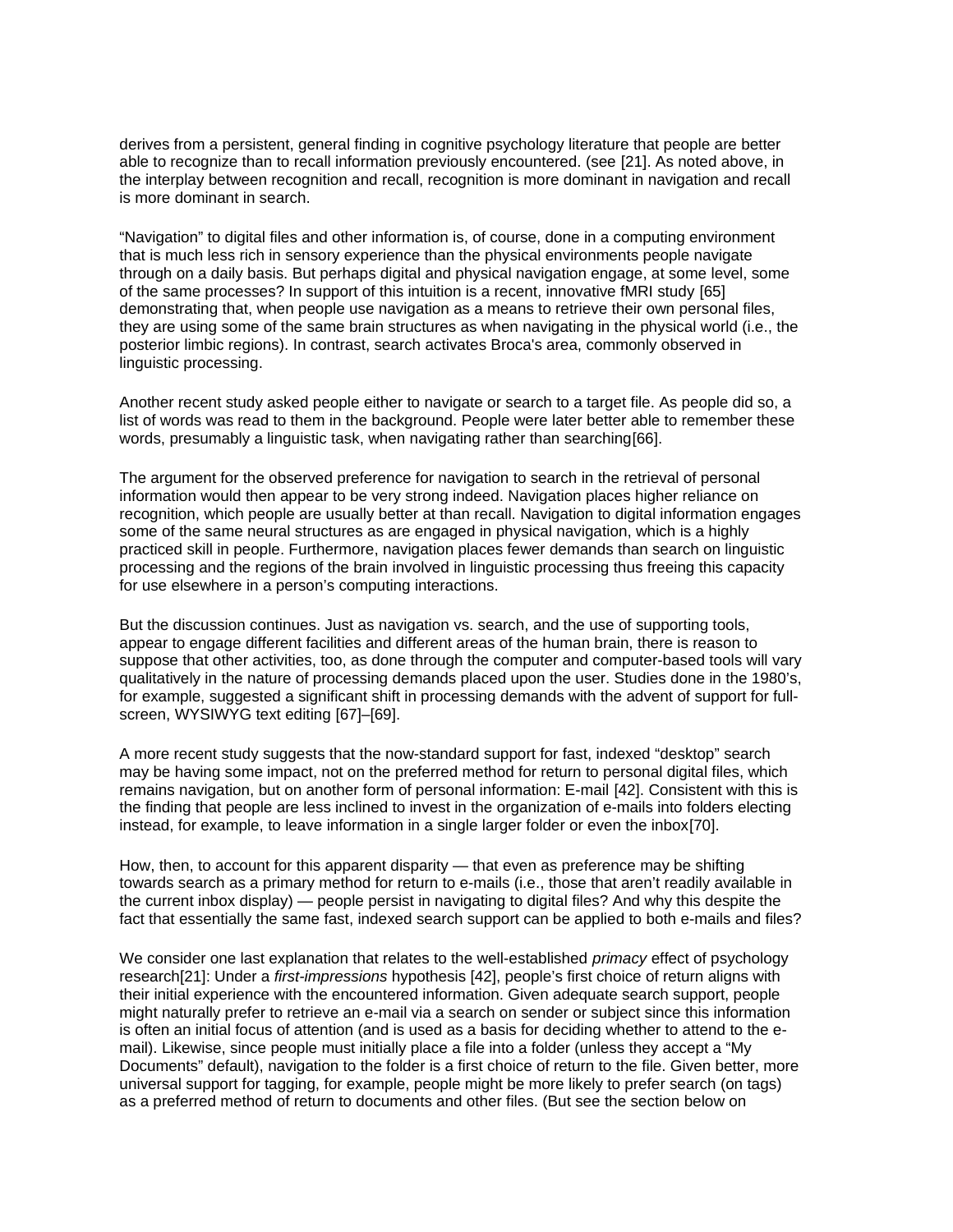derives from a persistent, general finding in cognitive psychology literature that people are better able to recognize than to recall information previously encountered. (see [21]. As noted above, in the interplay between recognition and recall, recognition is more dominant in navigation and recall is more dominant in search.

"Navigation" to digital files and other information is, of course, done in a computing environment that is much less rich in sensory experience than the physical environments people navigate through on a daily basis. But perhaps digital and physical navigation engage, at some level, some of the same processes? In support of this intuition is a recent, innovative fMRI study [65] demonstrating that, when people use navigation as a means to retrieve their own personal files, they are using some of the same brain structures as when navigating in the physical world (i.e., the posterior limbic regions). In contrast, search activates Broca's area, commonly observed in linguistic processing.

Another recent study asked people either to navigate or search to a target file. As people did so, a list of words was read to them in the background. People were later better able to remember these words, presumably a linguistic task, when navigating rather than searching[66].

The argument for the observed preference for navigation to search in the retrieval of personal information would then appear to be very strong indeed. Navigation places higher reliance on recognition, which people are usually better at than recall. Navigation to digital information engages some of the same neural structures as are engaged in physical navigation, which is a highly practiced skill in people. Furthermore, navigation places fewer demands than search on linguistic processing and the regions of the brain involved in linguistic processing thus freeing this capacity for use elsewhere in a person's computing interactions.

But the discussion continues. Just as navigation vs. search, and the use of supporting tools, appear to engage different facilities and different areas of the human brain, there is reason to suppose that other activities, too, as done through the computer and computer-based tools will vary qualitatively in the nature of processing demands placed upon the user. Studies done in the 1980's, for example, suggested a significant shift in processing demands with the advent of support for full-screen, WYSIWYG text editing [67]–[69].

A more recent study suggests that the now-standard support for fast, indexed "desktop" search may be having some impact, not on the preferred method for return to personal digital files, which remains navigation, but on another form of personal information: E-mail [42]. Consistent with this is the finding that people are less inclined to invest in the organization of e-mails into folders electing instead, for example, to leave information in a single larger folder or even the inbox[70].

How, then, to account for this apparent disparity — that even as preference may be shifting towards search as a primary method for return to e-mails (i.e., those that aren't readily available in the current inbox display) — people persist in navigating to digital files? And why this despite the fact that essentially the same fast, indexed search support can be applied to both e-mails and files?

We consider one last explanation that relates to the well-established *primacy* effect of psychology research[21]: Under a *first-impressions* hypothesis [42], people's first choice of return aligns with their initial experience with the encountered information. Given adequate search support, people might naturally prefer to retrieve an e-mail via a search on sender or subject since this information is often an initial focus of attention (and is used as a basis for deciding whether to attend to the e-mail). Likewise, since people must initially place a file into a folder (unless they accept a "My Documents" default), navigation to the folder is a first choice of return to the file. Given better, more universal support for tagging, for example, people might be more likely to prefer search (on tags) as a preferred method of return to documents and other files. (But see the section below on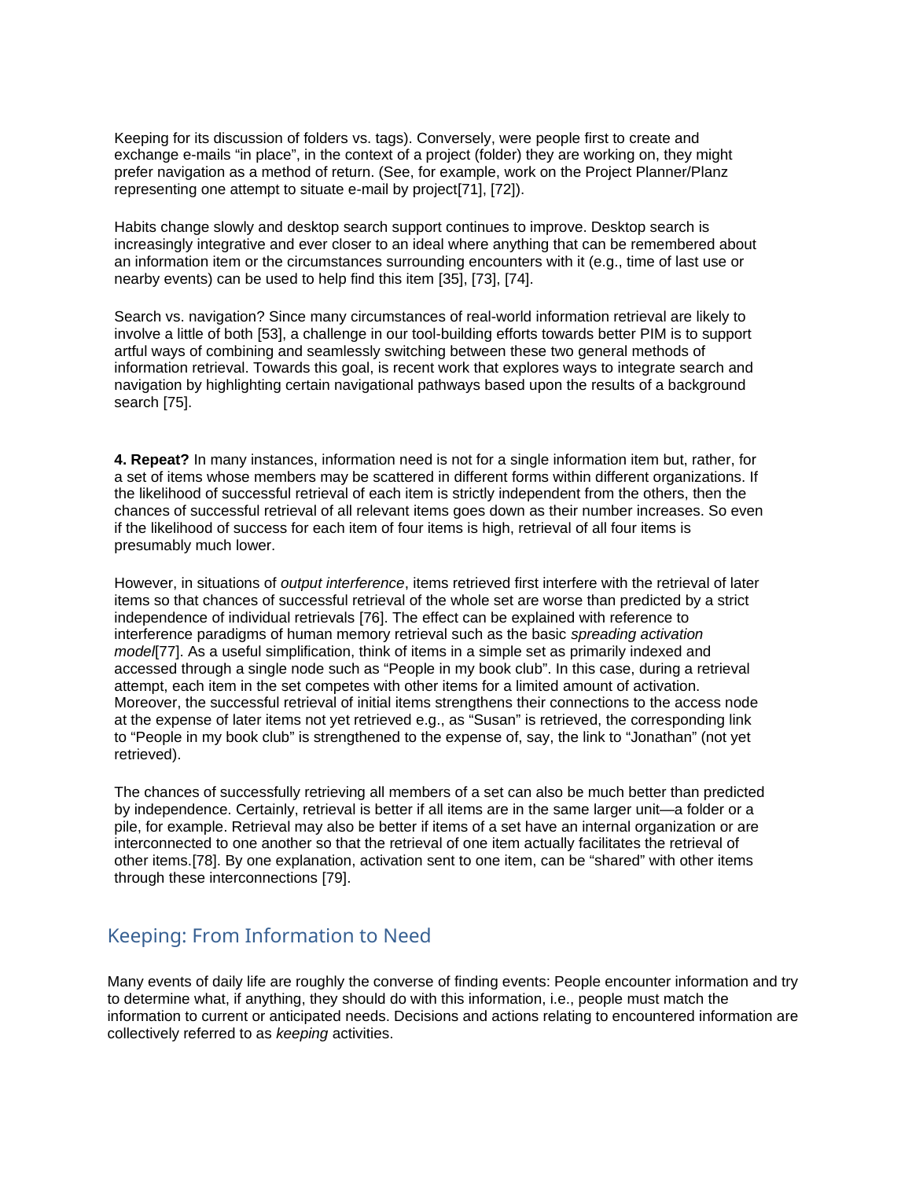Keeping for its discussion of folders vs. tags). Conversely, were people first to create and exchange e-mails "in place", in the context of a project (folder) they are working on, they might prefer navigation as a method of return. (See, for example, work on the Project Planner/Planz representing one attempt to situate e-mail by project[71], [72]).

Habits change slowly and desktop search support continues to improve. Desktop search is increasingly integrative and ever closer to an ideal where anything that can be remembered about an information item or the circumstances surrounding encounters with it (e.g., time of last use or nearby events) can be used to help find this item [35], [73], [74].

Search vs. navigation? Since many circumstances of real-world information retrieval are likely to involve a little of both [53], a challenge in our tool-building efforts towards better PIM is to support artful ways of combining and seamlessly switching between these two general methods of information retrieval. Towards this goal, is recent work that explores ways to integrate search and navigation by highlighting certain navigational pathways based upon the results of a background search [75].

**4. Repeat?** In many instances, information need is not for a single information item but, rather, for a set of items whose members may be scattered in different forms within different organizations. If the likelihood of successful retrieval of each item is strictly independent from the others, then the chances of successful retrieval of all relevant items goes down as their number increases. So even if the likelihood of success for each item of four items is high, retrieval of all four items is presumably much lower.

However, in situations of *output interference*, items retrieved first interfere with the retrieval of later items so that chances of successful retrieval of the whole set are worse than predicted by a strict independence of individual retrievals [76]. The effect can be explained with reference to interference paradigms of human memory retrieval such as the basic *spreading activation model*[77]. As a useful simplification, think of items in a simple set as primarily indexed and accessed through a single node such as "People in my book club". In this case, during a retrieval attempt, each item in the set competes with other items for a limited amount of activation. Moreover, the successful retrieval of initial items strengthens their connections to the access node at the expense of later items not yet retrieved e.g., as "Susan" is retrieved, the corresponding link to "People in my book club" is strengthened to the expense of, say, the link to "Jonathan" (not yet retrieved).

The chances of successfully retrieving all members of a set can also be much better than predicted by independence. Certainly, retrieval is better if all items are in the same larger unit—a folder or a pile, for example. Retrieval may also be better if items of a set have an internal organization or are interconnected to one another so that the retrieval of one item actually facilitates the retrieval of other items.[78]. By one explanation, activation sent to one item, can be "shared" with other items through these interconnections [79].

## Keeping: From Information to Need

Many events of daily life are roughly the converse of finding events: People encounter information and try to determine what, if anything, they should do with this information, i.e., people must match the information to current or anticipated needs. Decisions and actions relating to encountered information are collectively referred to as *keeping* activities.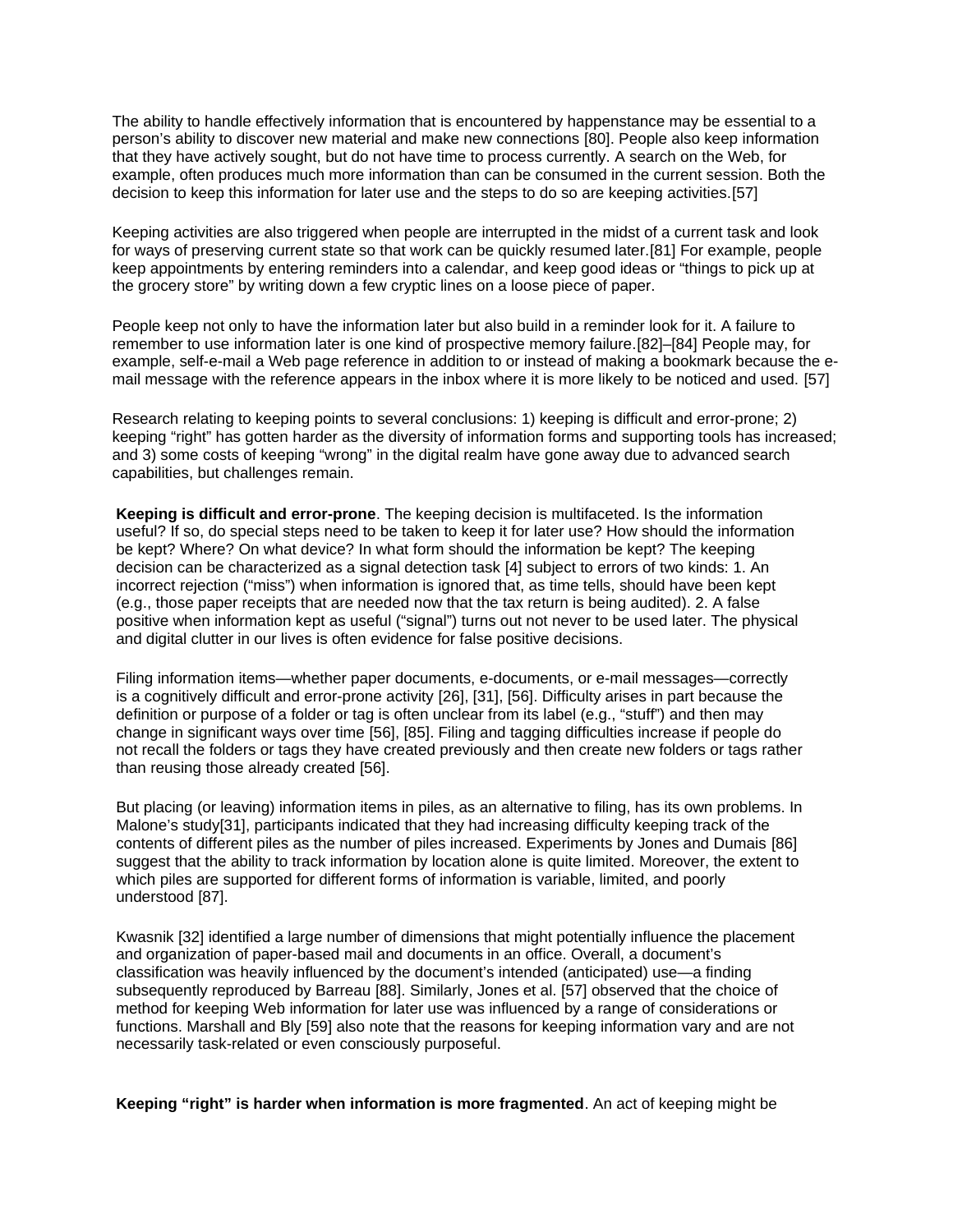The ability to handle effectively information that is encountered by happenstance may be essential to a person's ability to discover new material and make new connections [80]. People also keep information that they have actively sought, but do not have time to process currently. A search on the Web, for example, often produces much more information than can be consumed in the current session. Both the decision to keep this information for later use and the steps to do so are keeping activities.[57]

Keeping activities are also triggered when people are interrupted in the midst of a current task and look for ways of preserving current state so that work can be quickly resumed later.[81] For example, people keep appointments by entering reminders into a calendar, and keep good ideas or "things to pick up at the grocery store" by writing down a few cryptic lines on a loose piece of paper.

People keep not only to have the information later but also build in a reminder look for it. A failure to remember to use information later is one kind of prospective memory failure.[82]–[84] People may, for example, self-e-mail a Web page reference in addition to or instead of making a bookmark because the e-mail message with the reference appears in the inbox where it is more likely to be noticed and used. [57]

Research relating to keeping points to several conclusions: 1) keeping is difficult and error-prone; 2) keeping "right" has gotten harder as the diversity of information forms and supporting tools has increased; and 3) some costs of keeping "wrong" in the digital realm have gone away due to advanced search capabilities, but challenges remain.

**Keeping is difficult and error-prone**. The keeping decision is multifaceted. Is the information useful? If so, do special steps need to be taken to keep it for later use? How should the information be kept? Where? On what device? In what form should the information be kept? The keeping decision can be characterized as a signal detection task [4] subject to errors of two kinds: 1. An incorrect rejection ("miss") when information is ignored that, as time tells, should have been kept (e.g., those paper receipts that are needed now that the tax return is being audited). 2. A false positive when information kept as useful ("signal") turns out not never to be used later. The physical and digital clutter in our lives is often evidence for false positive decisions.

Filing information items—whether paper documents, e-documents, or e-mail messages—correctly is a cognitively difficult and error-prone activity [26], [31], [56]. Difficulty arises in part because the definition or purpose of a folder or tag is often unclear from its label (e.g., "stuff") and then may change in significant ways over time [56], [85]. Filing and tagging difficulties increase if people do not recall the folders or tags they have created previously and then create new folders or tags rather than reusing those already created [56].

But placing (or leaving) information items in piles, as an alternative to filing, has its own problems. In Malone's study[31], participants indicated that they had increasing difficulty keeping track of the contents of different piles as the number of piles increased. Experiments by Jones and Dumais [86] suggest that the ability to track information by location alone is quite limited. Moreover, the extent to which piles are supported for different forms of information is variable, limited, and poorly understood [87].

Kwasnik [32] identified a large number of dimensions that might potentially influence the placement and organization of paper-based mail and documents in an office. Overall, a document's classification was heavily influenced by the document's intended (anticipated) use—a finding subsequently reproduced by Barreau [88]. Similarly, Jones et al. [57] observed that the choice of method for keeping Web information for later use was influenced by a range of considerations or functions. Marshall and Bly [59] also note that the reasons for keeping information vary and are not necessarily task-related or even consciously purposeful.

**Keeping "right" is harder when information is more fragmented**. An act of keeping might be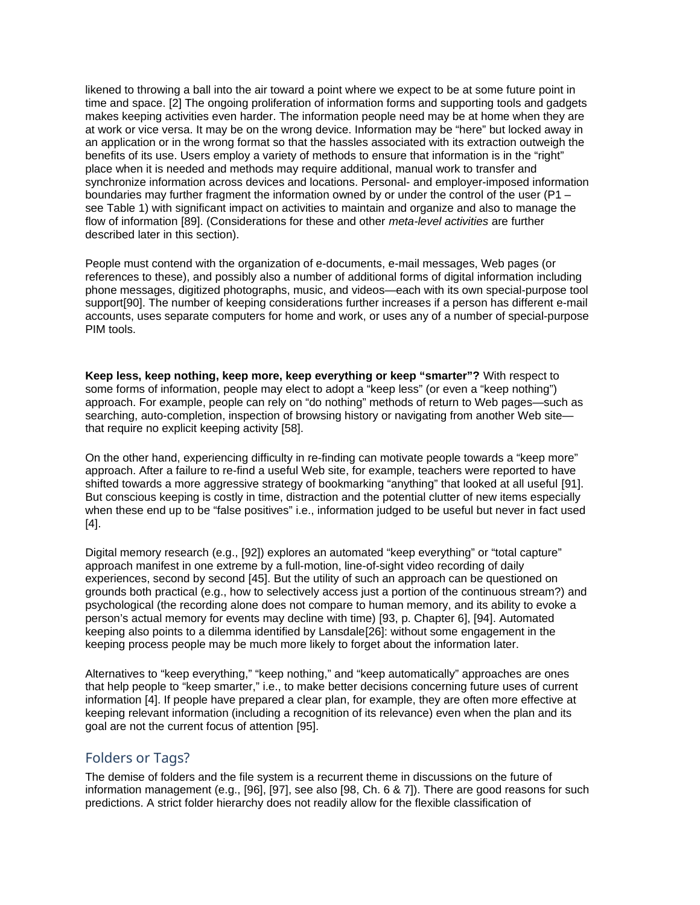likened to throwing a ball into the air toward a point where we expect to be at some future point in time and space. [2] The ongoing proliferation of information forms and supporting tools and gadgets makes keeping activities even harder. The information people need may be at home when they are at work or vice versa. It may be on the wrong device. Information may be "here" but locked away in an application or in the wrong format so that the hassles associated with its extraction outweigh the benefits of its use. Users employ a variety of methods to ensure that information is in the "right" place when it is needed and methods may require additional, manual work to transfer and synchronize information across devices and locations. Personal- and employer-imposed information boundaries may further fragment the information owned by or under the control of the user (P1 – see Table 1) with significant impact on activities to maintain and organize and also to manage the flow of information [89]. (Considerations for these and other *meta-level activities* are further described later in this section).

People must contend with the organization of e-documents, e-mail messages, Web pages (or references to these), and possibly also a number of additional forms of digital information including phone messages, digitized photographs, music, and videos—each with its own special-purpose tool support[90]. The number of keeping considerations further increases if a person has different e-mail accounts, uses separate computers for home and work, or uses any of a number of special-purpose PIM tools.

**Keep less, keep nothing, keep more, keep everything or keep "smarter"?** With respect to some forms of information, people may elect to adopt a "keep less" (or even a "keep nothing") approach. For example, people can rely on "do nothing" methods of return to Web pages—such as searching, auto-completion, inspection of browsing history or navigating from another Web site—that require no explicit keeping activity [58].

On the other hand, experiencing difficulty in re-finding can motivate people towards a "keep more" approach. After a failure to re-find a useful Web site, for example, teachers were reported to have shifted towards a more aggressive strategy of bookmarking "anything" that looked at all useful [91]. But conscious keeping is costly in time, distraction and the potential clutter of new items especially when these end up to be "false positives" i.e., information judged to be useful but never in fact used [4].

Digital memory research (e.g., [92]) explores an automated "keep everything" or "total capture" approach manifest in one extreme by a full-motion, line-of-sight video recording of daily experiences, second by second [45]. But the utility of such an approach can be questioned on grounds both practical (e.g., how to selectively access just a portion of the continuous stream?) and psychological (the recording alone does not compare to human memory, and its ability to evoke a person's actual memory for events may decline with time) [93, p. Chapter 6], [94]. Automated keeping also points to a dilemma identified by Lansdale[26]: without some engagement in the keeping process people may be much more likely to forget about the information later.

Alternatives to "keep everything," "keep nothing," and "keep automatically" approaches are ones that help people to "keep smarter," i.e., to make better decisions concerning future uses of current information [4]. If people have prepared a clear plan, for example, they are often more effective at keeping relevant information (including a recognition of its relevance) even when the plan and its goal are not the current focus of attention [95].

## Folders or Tags?

The demise of folders and the file system is a recurrent theme in discussions on the future of information management (e.g., [96], [97], see also [98, Ch. 6 & 7]). There are good reasons for such predictions. A strict folder hierarchy does not readily allow for the flexible classification of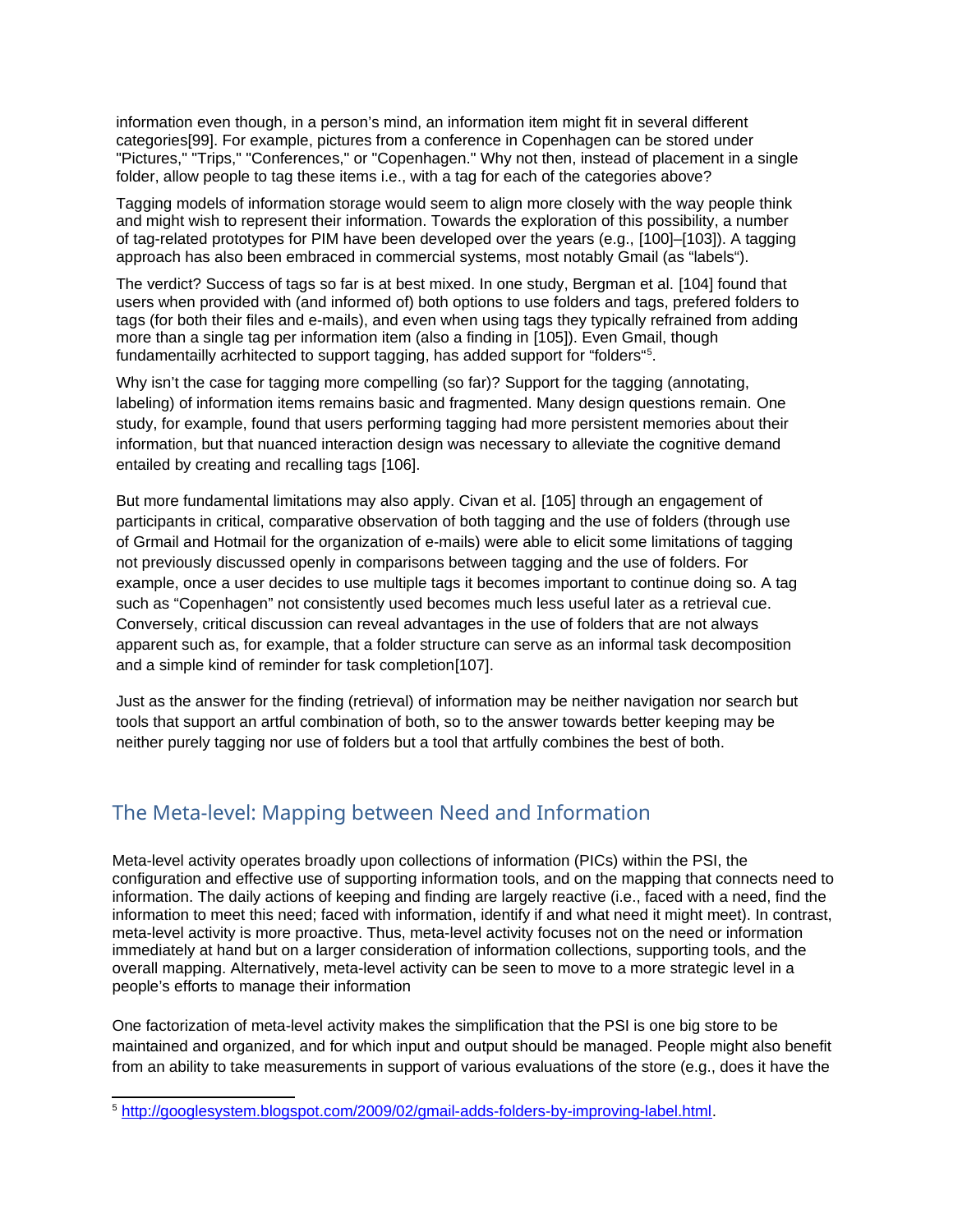information even though, in a person's mind, an information item might fit in several different categories[99]. For example, pictures from a conference in Copenhagen can be stored under "Pictures," "Trips," "Conferences," or "Copenhagen." Why not then, instead of placement in a single folder, allow people to tag these items i.e., with a tag for each of the categories above?

Tagging models of information storage would seem to align more closely with the way people think and might wish to represent their information. Towards the exploration of this possibility, a number of tag-related prototypes for PIM have been developed over the years (e.g., [100]–[103]). A tagging approach has also been embraced in commercial systems, most notably Gmail (as "labels").

The verdict? Success of tags so far is at best mixed. In one study, Bergman et al. [104] found that users when provided with (and informed of) both options to use folders and tags, prefered folders to tags (for both their files and e-mails), and even when using tags they typically refrained from adding more than a single tag per information item (also a finding in [105]). Even Gmail, though fundamentaillly acrhitected to support tagging, has added support for "folders"[5].

Why isn't the case for tagging more compelling (so far)? Support for the tagging (annotating, labeling) of information items remains basic and fragmented. Many design questions remain. One study, for example, found that users performing tagging had more persistent memories about their information, but that nuanced interaction design was necessary to alleviate the cognitive demand entailed by creating and recalling tags [106].

But more fundamental limitations may also apply. Civan et al. [105] through an engagement of participants in critical, comparative observation of both tagging and the use of folders (through use of Grmail and Hotmail for the organization of e-mails) were able to elicit some limitations of tagging not previously discussed openly in comparisons between tagging and the use of folders. For example, once a user decides to use multiple tags it becomes important to continue doing so. A tag such as "Copenhagen" not consistently used becomes much less useful later as a retrieval cue. Conversely, critical discussion can reveal advantages in the use of folders that are not always apparent such as, for example, that a folder structure can serve as an informal task decomposition and a simple kind of reminder for task completion[107].

Just as the answer for the finding (retrieval) of information may be neither navigation nor search but tools that support an artful combination of both, so to the answer towards better keeping may be neither purely tagging nor use of folders but a tool that artfully combines the best of both.

## The Meta-level: Mapping between Need and Information

Meta-level activity operates broadly upon collections of information (PICs) within the PSI, the configuration and effective use of supporting information tools, and on the mapping that connects need to information. The daily actions of keeping and finding are largely reactive (i.e., faced with a need, find the information to meet this need; faced with information, identify if and what need it might meet). In contrast, meta-level activity is more proactive. Thus, meta-level activity focuses not on the need or information immediately at hand but on a larger consideration of information collections, supporting tools, and the overall mapping. Alternatively, meta-level activity can be seen to move to a more strategic level in a people's efforts to manage their information

One factorization of meta-level activity makes the simplification that the PSI is one big store to be maintained and organized, and for which input and output should be managed. People might also benefit from an ability to take measurements in support of various evaluations of the store (e.g., does it have the

[5] http://googlesystem.blogspot.com/2009/02/gmail-adds-folders-by-improving-label.html.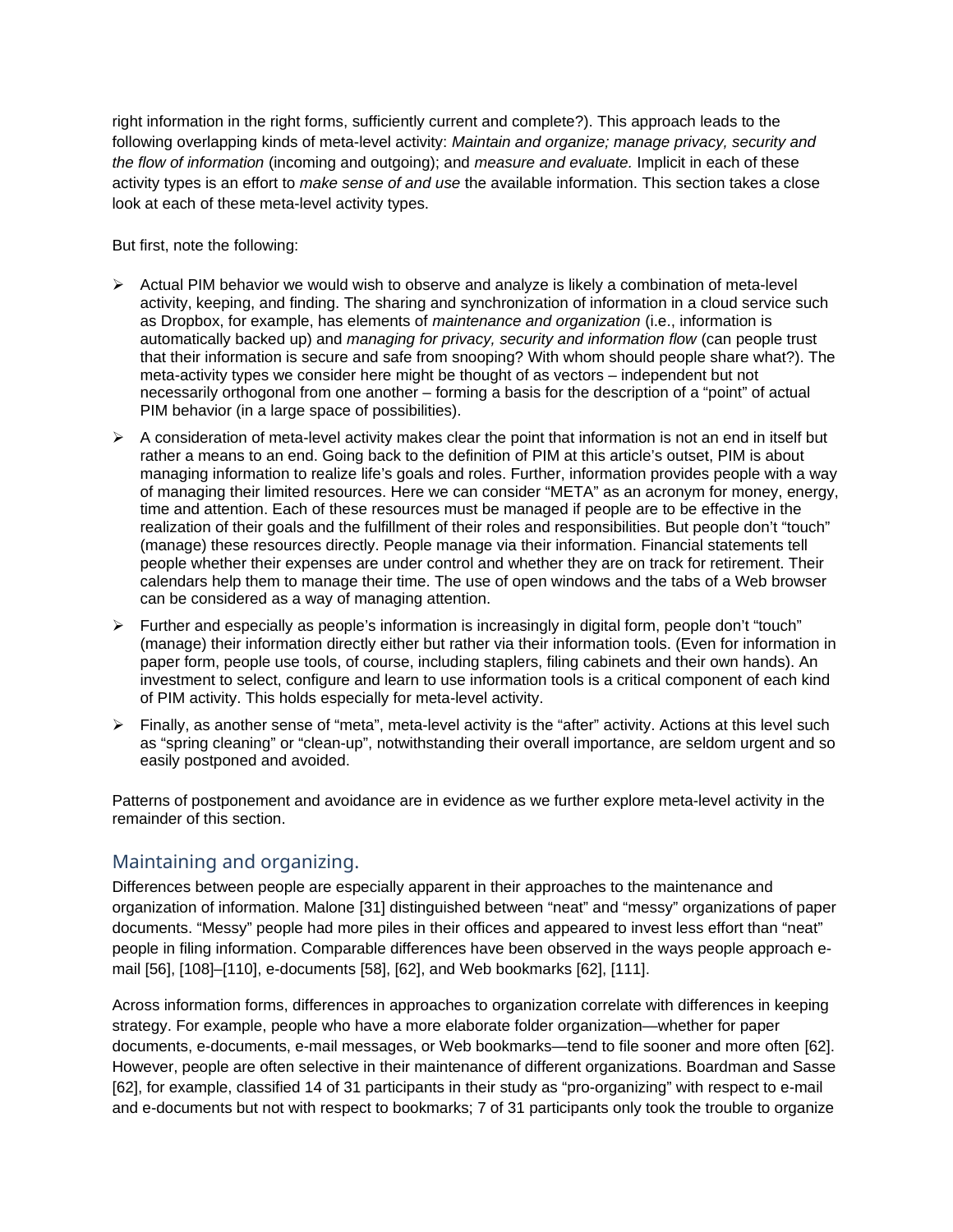right information in the right forms, sufficiently current and complete?). This approach leads to the following overlapping kinds of meta-level activity: *Maintain and organize; manage privacy, security and the flow of information* (incoming and outgoing); and *measure and evaluate.* Implicit in each of these activity types is an effort to *make sense of and use* the available information. This section takes a close look at each of these meta-level activity types.

But first, note the following:

- Actual PIM behavior we would wish to observe and analyze is likely a combination of meta-level activity, keeping, and finding. The sharing and synchronization of information in a cloud service such as Dropbox, for example, has elements of *maintenance and organization* (i.e., information is automatically backed up) and *managing for privacy, security and information flow* (can people trust that their information is secure and safe from snooping? With whom should people share what?). The meta-activity types we consider here might be thought of as vectors – independent but not necessarily orthogonal from one another – forming a basis for the description of a "point" of actual PIM behavior (in a large space of possibilities).
- A consideration of meta-level activity makes clear the point that information is not an end in itself but rather a means to an end. Going back to the definition of PIM at this article's outset, PIM is about managing information to realize life's goals and roles. Further, information provides people with a way of managing their limited resources. Here we can consider "META" as an acronym for money, energy, time and attention. Each of these resources must be managed if people are to be effective in the realization of their goals and the fulfillment of their roles and responsibilities. But people don't "touch" (manage) these resources directly. People manage via their information. Financial statements tell people whether their expenses are under control and whether they are on track for retirement. Their calendars help them to manage their time. The use of open windows and the tabs of a Web browser can be considered as a way of managing attention.
- Further and especially as people's information is increasingly in digital form, people don't "touch" (manage) their information directly either but rather via their information tools. (Even for information in paper form, people use tools, of course, including staplers, filing cabinets and their own hands). An investment to select, configure and learn to use information tools is a critical component of each kind of PIM activity. This holds especially for meta-level activity.
- Finally, as another sense of "meta", meta-level activity is the "after" activity. Actions at this level such as "spring cleaning" or "clean-up", notwithstanding their overall importance, are seldom urgent and so easily postponed and avoided.

Patterns of postponement and avoidance are in evidence as we further explore meta-level activity in the remainder of this section.

## Maintaining and organizing.

Differences between people are especially apparent in their approaches to the maintenance and organization of information. Malone [31] distinguished between "neat" and "messy" organizations of paper documents. "Messy" people had more piles in their offices and appeared to invest less effort than "neat" people in filing information. Comparable differences have been observed in the ways people approach e-mail [56], [108]–[110], e-documents [58], [62], and Web bookmarks [62], [111].

Across information forms, differences in approaches to organization correlate with differences in keeping strategy. For example, people who have a more elaborate folder organization—whether for paper documents, e-documents, e-mail messages, or Web bookmarks—tend to file sooner and more often [62]. However, people are often selective in their maintenance of different organizations. Boardman and Sasse [62], for example, classified 14 of 31 participants in their study as "pro-organizing" with respect to e-mail and e-documents but not with respect to bookmarks; 7 of 31 participants only took the trouble to organize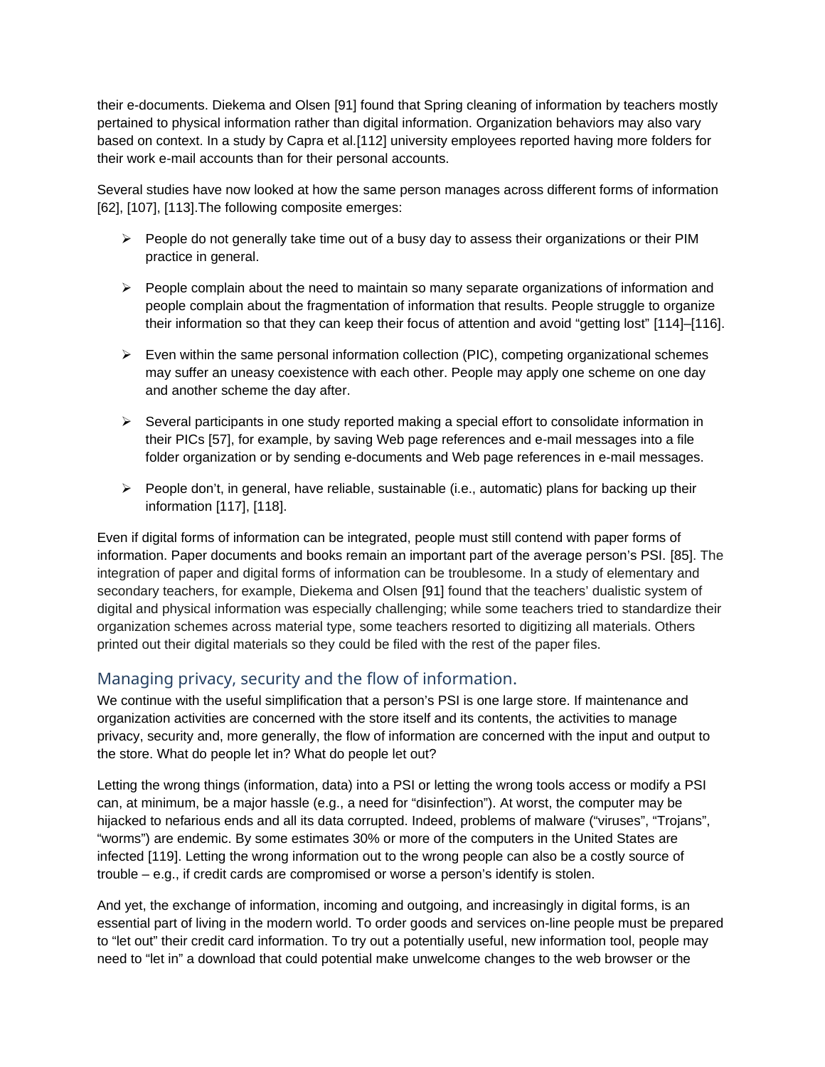their e-documents. Diekema and Olsen [91] found that Spring cleaning of information by teachers mostly pertained to physical information rather than digital information. Organization behaviors may also vary based on context. In a study by Capra et al.[112] university employees reported having more folders for their work e-mail accounts than for their personal accounts.

Several studies have now looked at how the same person manages across different forms of information [62], [107], [113].The following composite emerges:

- People do not generally take time out of a busy day to assess their organizations or their PIM practice in general.
- People complain about the need to maintain so many separate organizations of information and people complain about the fragmentation of information that results. People struggle to organize their information so that they can keep their focus of attention and avoid "getting lost" [114]–[116].
- Even within the same personal information collection (PIC), competing organizational schemes may suffer an uneasy coexistence with each other. People may apply one scheme on one day and another scheme the day after.
- Several participants in one study reported making a special effort to consolidate information in their PICs [57], for example, by saving Web page references and e-mail messages into a file folder organization or by sending e-documents and Web page references in e-mail messages.
- People don't, in general, have reliable, sustainable (i.e., automatic) plans for backing up their information [117], [118].

Even if digital forms of information can be integrated, people must still contend with paper forms of information. Paper documents and books remain an important part of the average person's PSI. [85]. The integration of paper and digital forms of information can be troublesome. In a study of elementary and secondary teachers, for example, Diekema and Olsen [91] found that the teachers' dualistic system of digital and physical information was especially challenging; while some teachers tried to standardize their organization schemes across material type, some teachers resorted to digitizing all materials. Others printed out their digital materials so they could be filed with the rest of the paper files.

## Managing privacy, security and the flow of information.

We continue with the useful simplification that a person's PSI is one large store. If maintenance and organization activities are concerned with the store itself and its contents, the activities to manage privacy, security and, more generally, the flow of information are concerned with the input and output to the store. What do people let in? What do people let out?

Letting the wrong things (information, data) into a PSI or letting the wrong tools access or modify a PSI can, at minimum, be a major hassle (e.g., a need for "disinfection"). At worst, the computer may be hijacked to nefarious ends and all its data corrupted. Indeed, problems of malware ("viruses", "Trojans", "worms") are endemic. By some estimates 30% or more of the computers in the United States are infected [119]. Letting the wrong information out to the wrong people can also be a costly source of trouble – e.g., if credit cards are compromised or worse a person's identify is stolen.

And yet, the exchange of information, incoming and outgoing, and increasingly in digital forms, is an essential part of living in the modern world. To order goods and services on-line people must be prepared to "let out" their credit card information. To try out a potentially useful, new information tool, people may need to "let in" a download that could potential make unwelcome changes to the web browser or the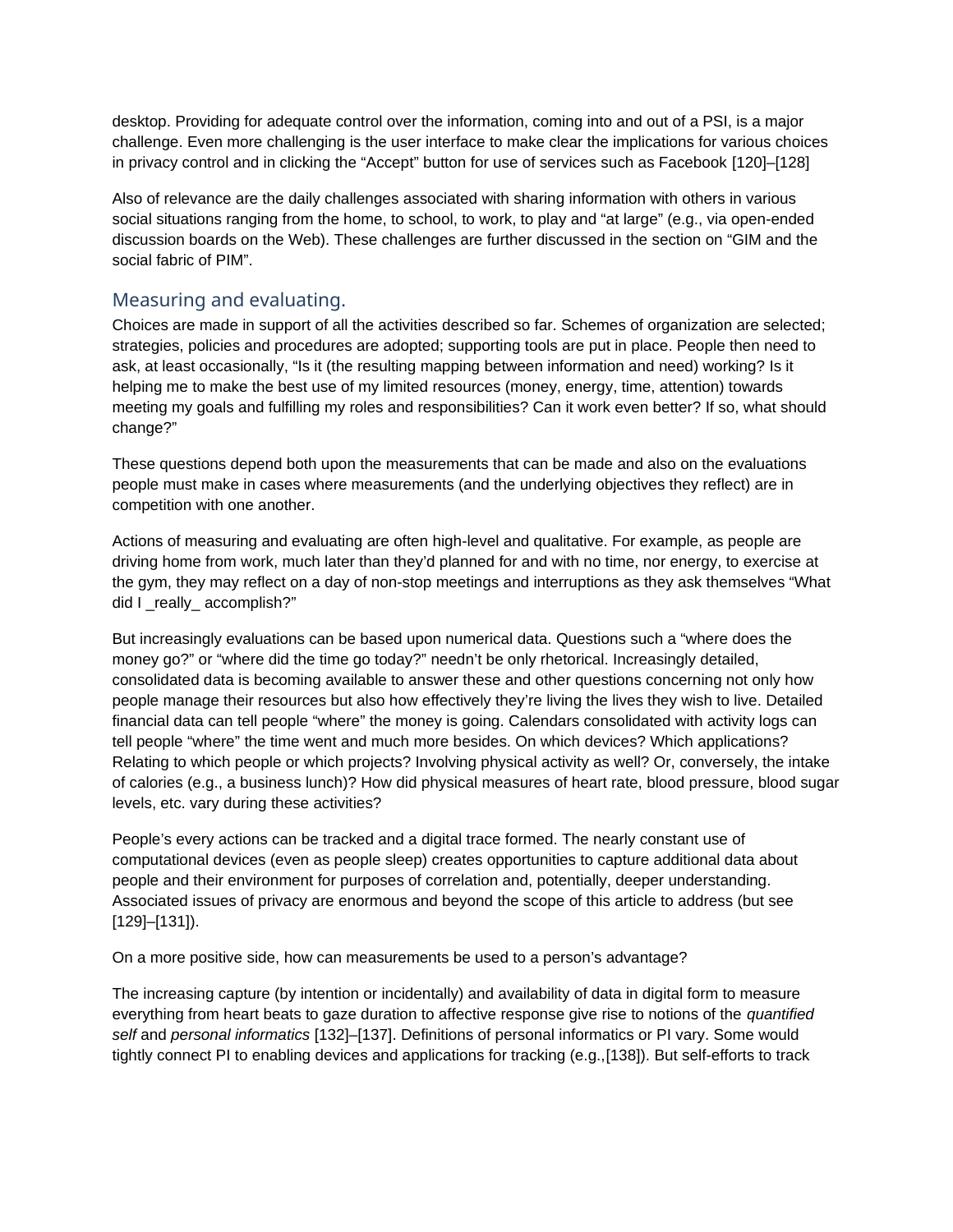desktop. Providing for adequate control over the information, coming into and out of a PSI, is a major challenge. Even more challenging is the user interface to make clear the implications for various choices in privacy control and in clicking the "Accept" button for use of services such as Facebook [120]–[128]

Also of relevance are the daily challenges associated with sharing information with others in various social situations ranging from the home, to school, to work, to play and "at large" (e.g., via open-ended discussion boards on the Web). These challenges are further discussed in the section on "GIM and the social fabric of PIM".

## Measuring and evaluating.

Choices are made in support of all the activities described so far. Schemes of organization are selected; strategies, policies and procedures are adopted; supporting tools are put in place. People then need to ask, at least occasionally, "Is it (the resulting mapping between information and need) working? Is it helping me to make the best use of my limited resources (money, energy, time, attention) towards meeting my goals and fulfilling my roles and responsibilities? Can it work even better? If so, what should change?"

These questions depend both upon the measurements that can be made and also on the evaluations people must make in cases where measurements (and the underlying objectives they reflect) are in competition with one another.

Actions of measuring and evaluating are often high-level and qualitative. For example, as people are driving home from work, much later than they'd planned for and with no time, nor energy, to exercise at the gym, they may reflect on a day of non-stop meetings and interruptions as they ask themselves "What did I _really_ accomplish?"

But increasingly evaluations can be based upon numerical data. Questions such a "where does the money go?" or "where did the time go today?" needn't be only rhetorical. Increasingly detailed, consolidated data is becoming available to answer these and other questions concerning not only how people manage their resources but also how effectively they're living the lives they wish to live. Detailed financial data can tell people "where" the money is going. Calendars consolidated with activity logs can tell people "where" the time went and much more besides. On which devices? Which applications? Relating to which people or which projects? Involving physical activity as well? Or, conversely, the intake of calories (e.g., a business lunch)? How did physical measures of heart rate, blood pressure, blood sugar levels, etc. vary during these activities?

People's every actions can be tracked and a digital trace formed. The nearly constant use of computational devices (even as people sleep) creates opportunities to capture additional data about people and their environment for purposes of correlation and, potentially, deeper understanding. Associated issues of privacy are enormous and beyond the scope of this article to address (but see [129]–[131]).

On a more positive side, how can measurements be used to a person's advantage?

The increasing capture (by intention or incidentally) and availability of data in digital form to measure everything from heart beats to gaze duration to affective response give rise to notions of the *quantified self* and *personal informatics* [132]–[137]. Definitions of personal informatics or PI vary. Some would tightly connect PI to enabling devices and applications for tracking (e.g.,[138]). But self-efforts to track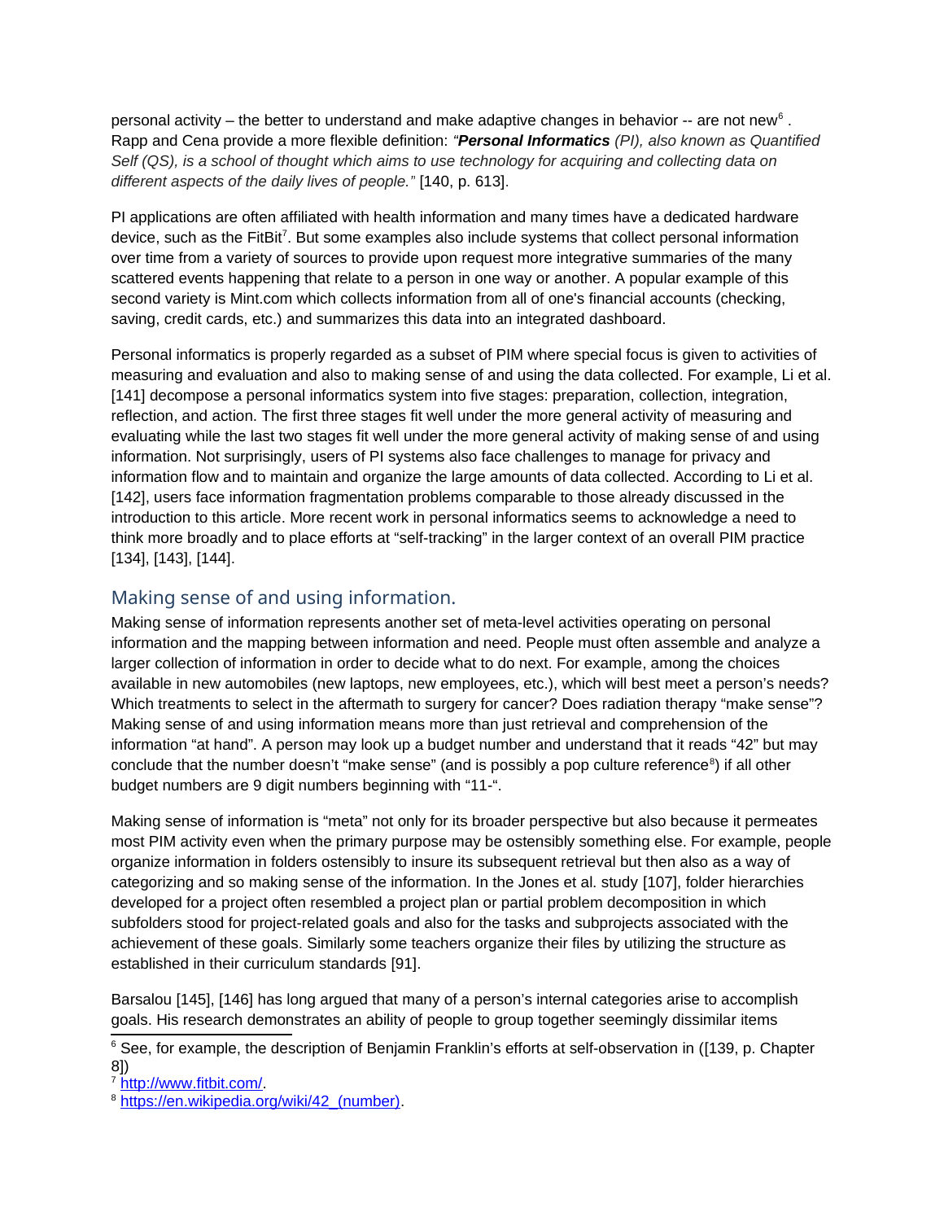personal activity – the better to understand and make adaptive changes in behavior -- are not new[6] . Rapp and Cena provide a more flexible definition: *"**Personal Informatics** (PI), also known as Quantified Self (QS), is a school of thought which aims to use technology for acquiring and collecting data on different aspects of the daily lives of people."* [140, p. 613].

PI applications are often affiliated with health information and many times have a dedicated hardware device, such as the FitBit[7]. But some examples also include systems that collect personal information over time from a variety of sources to provide upon request more integrative summaries of the many scattered events happening that relate to a person in one way or another. A popular example of this second variety is Mint.com which collects information from all of one's financial accounts (checking, saving, credit cards, etc.) and summarizes this data into an integrated dashboard.

Personal informatics is properly regarded as a subset of PIM where special focus is given to activities of measuring and evaluation and also to making sense of and using the data collected. For example, Li et al. [141] decompose a personal informatics system into five stages: preparation, collection, integration, reflection, and action. The first three stages fit well under the more general activity of measuring and evaluating while the last two stages fit well under the more general activity of making sense of and using information. Not surprisingly, users of PI systems also face challenges to manage for privacy and information flow and to maintain and organize the large amounts of data collected. According to Li et al. [142], users face information fragmentation problems comparable to those already discussed in the introduction to this article. More recent work in personal informatics seems to acknowledge a need to think more broadly and to place efforts at "self-tracking" in the larger context of an overall PIM practice [134], [143], [144].

## Making sense of and using information.

Making sense of information represents another set of meta-level activities operating on personal information and the mapping between information and need. People must often assemble and analyze a larger collection of information in order to decide what to do next. For example, among the choices available in new automobiles (new laptops, new employees, etc.), which will best meet a person's needs? Which treatments to select in the aftermath to surgery for cancer? Does radiation therapy "make sense"? Making sense of and using information means more than just retrieval and comprehension of the information "at hand". A person may look up a budget number and understand that it reads "42" but may conclude that the number doesn't "make sense" (and is possibly a pop culture reference[8]) if all other budget numbers are 9 digit numbers beginning with "11-".

Making sense of information is "meta" not only for its broader perspective but also because it permeates most PIM activity even when the primary purpose may be ostensibly something else. For example, people organize information in folders ostensibly to insure its subsequent retrieval but then also as a way of categorizing and so making sense of the information. In the Jones et al. study [107], folder hierarchies developed for a project often resembled a project plan or partial problem decomposition in which subfolders stood for project-related goals and also for the tasks and subprojects associated with the achievement of these goals. Similarly some teachers organize their files by utilizing the structure as established in their curriculum standards [91].

Barsalou [145], [146] has long argued that many of a person's internal categories arise to accomplish goals. His research demonstrates an ability of people to group together seemingly dissimilar items

---

[6] See, for example, the description of Benjamin Franklin's efforts at self-observation in ([139, p. Chapter 8])

[7] http://www.fitbit.com/.

[8] https://en.wikipedia.org/wiki/42_(number).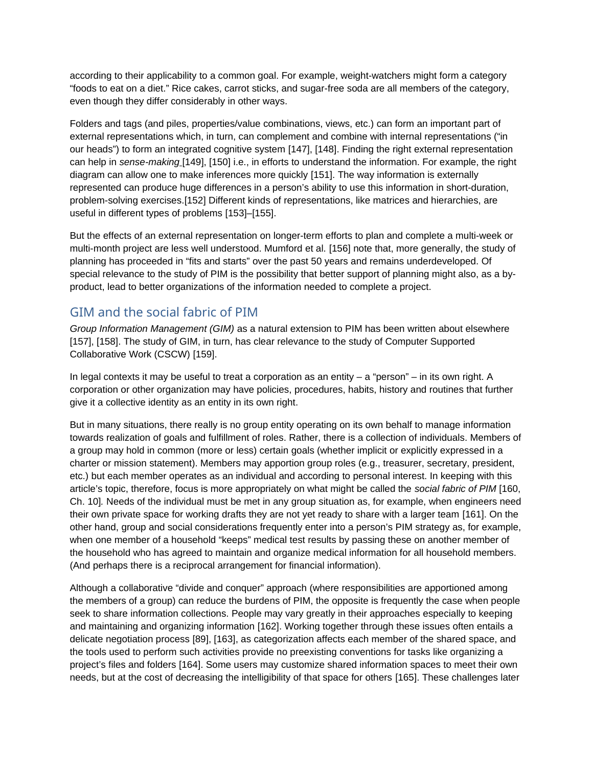according to their applicability to a common goal. For example, weight-watchers might form a category "foods to eat on a diet." Rice cakes, carrot sticks, and sugar-free soda are all members of the category, even though they differ considerably in other ways.

Folders and tags (and piles, properties/value combinations, views, etc.) can form an important part of external representations which, in turn, can complement and combine with internal representations ("in our heads") to form an integrated cognitive system [147], [148]. Finding the right external representation can help in *sense-making* [149], [150] i.e., in efforts to understand the information. For example, the right diagram can allow one to make inferences more quickly [151]. The way information is externally represented can produce huge differences in a person's ability to use this information in short-duration, problem-solving exercises.[152] Different kinds of representations, like matrices and hierarchies, are useful in different types of problems [153]–[155].

But the effects of an external representation on longer-term efforts to plan and complete a multi-week or multi-month project are less well understood. Mumford et al. [156] note that, more generally, the study of planning has proceeded in "fits and starts" over the past 50 years and remains underdeveloped. Of special relevance to the study of PIM is the possibility that better support of planning might also, as a by-product, lead to better organizations of the information needed to complete a project.

## GIM and the social fabric of PIM

*Group Information Management (GIM)* as a natural extension to PIM has been written about elsewhere [157], [158]. The study of GIM, in turn, has clear relevance to the study of Computer Supported Collaborative Work (CSCW) [159].

In legal contexts it may be useful to treat a corporation as an entity – a "person" – in its own right. A corporation or other organization may have policies, procedures, habits, history and routines that further give it a collective identity as an entity in its own right.

But in many situations, there really is no group entity operating on its own behalf to manage information towards realization of goals and fulfillment of roles. Rather, there is a collection of individuals. Members of a group may hold in common (more or less) certain goals (whether implicit or explicitly expressed in a charter or mission statement). Members may apportion group roles (e.g., treasurer, secretary, president, etc.) but each member operates as an individual and according to personal interest. In keeping with this article's topic, therefore, focus is more appropriately on what might be called the *social fabric of PIM* [160, Ch. 10]*.* Needs of the individual must be met in any group situation as, for example, when engineers need their own private space for working drafts they are not yet ready to share with a larger team [161]. On the other hand, group and social considerations frequently enter into a person's PIM strategy as, for example, when one member of a household "keeps" medical test results by passing these on another member of the household who has agreed to maintain and organize medical information for all household members. (And perhaps there is a reciprocal arrangement for financial information).

Although a collaborative "divide and conquer" approach (where responsibilities are apportioned among the members of a group) can reduce the burdens of PIM, the opposite is frequently the case when people seek to share information collections. People may vary greatly in their approaches especially to keeping and maintaining and organizing information [162]. Working together through these issues often entails a delicate negotiation process [89], [163], as categorization affects each member of the shared space, and the tools used to perform such activities provide no preexisting conventions for tasks like organizing a project's files and folders [164]. Some users may customize shared information spaces to meet their own needs, but at the cost of decreasing the intelligibility of that space for others [165]. These challenges later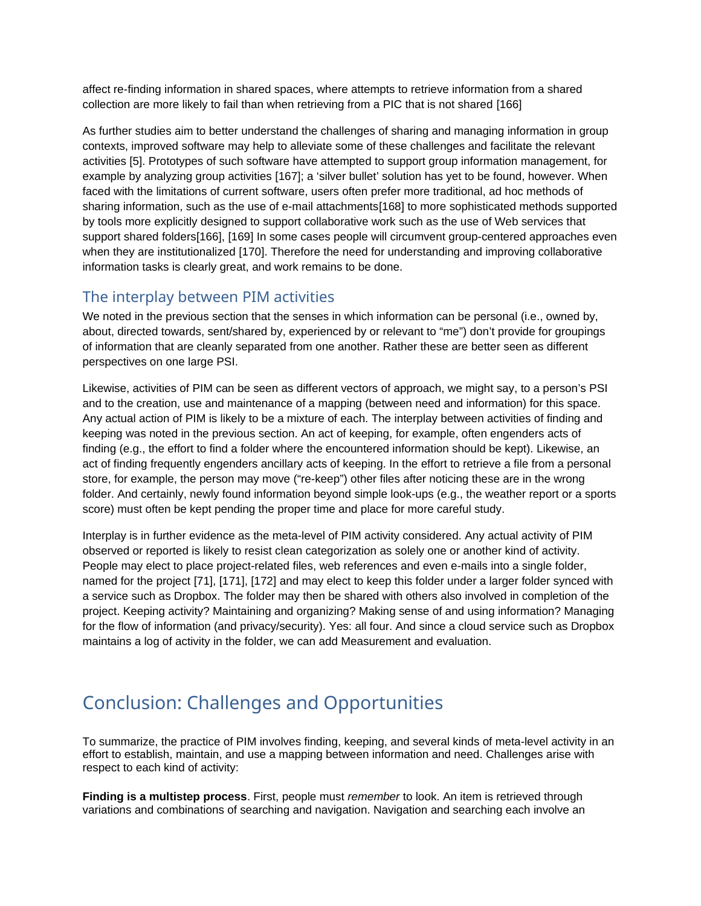affect re-finding information in shared spaces, where attempts to retrieve information from a shared collection are more likely to fail than when retrieving from a PIC that is not shared [166]

As further studies aim to better understand the challenges of sharing and managing information in group contexts, improved software may help to alleviate some of these challenges and facilitate the relevant activities [5]. Prototypes of such software have attempted to support group information management, for example by analyzing group activities [167]; a 'silver bullet' solution has yet to be found, however. When faced with the limitations of current software, users often prefer more traditional, ad hoc methods of sharing information, such as the use of e-mail attachments[168] to more sophisticated methods supported by tools more explicitly designed to support collaborative work such as the use of Web services that support shared folders[166], [169] In some cases people will circumvent group-centered approaches even when they are institutionalized [170]. Therefore the need for understanding and improving collaborative information tasks is clearly great, and work remains to be done.

## The interplay between PIM activities

We noted in the previous section that the senses in which information can be personal (i.e., owned by, about, directed towards, sent/shared by, experienced by or relevant to "me") don't provide for groupings of information that are cleanly separated from one another. Rather these are better seen as different perspectives on one large PSI.

Likewise, activities of PIM can be seen as different vectors of approach, we might say, to a person's PSI and to the creation, use and maintenance of a mapping (between need and information) for this space. Any actual action of PIM is likely to be a mixture of each. The interplay between activities of finding and keeping was noted in the previous section. An act of keeping, for example, often engenders acts of finding (e.g., the effort to find a folder where the encountered information should be kept). Likewise, an act of finding frequently engenders ancillary acts of keeping. In the effort to retrieve a file from a personal store, for example, the person may move ("re-keep") other files after noticing these are in the wrong folder. And certainly, newly found information beyond simple look-ups (e.g., the weather report or a sports score) must often be kept pending the proper time and place for more careful study.

Interplay is in further evidence as the meta-level of PIM activity considered. Any actual activity of PIM observed or reported is likely to resist clean categorization as solely one or another kind of activity. People may elect to place project-related files, web references and even e-mails into a single folder, named for the project [71], [171], [172] and may elect to keep this folder under a larger folder synced with a service such as Dropbox. The folder may then be shared with others also involved in completion of the project. Keeping activity? Maintaining and organizing? Making sense of and using information? Managing for the flow of information (and privacy/security). Yes: all four. And since a cloud service such as Dropbox maintains a log of activity in the folder, we can add Measurement and evaluation.

# Conclusion: Challenges and Opportunities

To summarize, the practice of PIM involves finding, keeping, and several kinds of meta-level activity in an effort to establish, maintain, and use a mapping between information and need. Challenges arise with respect to each kind of activity:

**Finding is a multistep process**. First, people must *remember* to look. An item is retrieved through variations and combinations of searching and navigation. Navigation and searching each involve an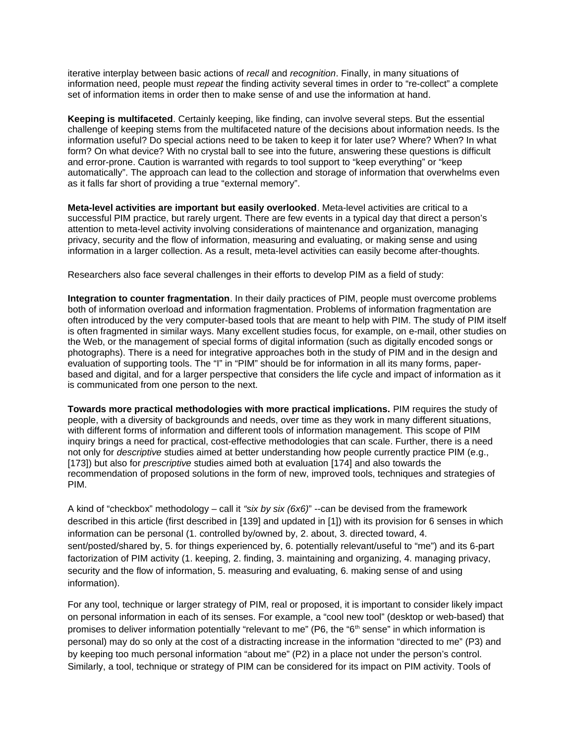iterative interplay between basic actions of *recall* and *recognition*. Finally, in many situations of information need, people must *repeat* the finding activity several times in order to "re-collect" a complete set of information items in order then to make sense of and use the information at hand.

**Keeping is multifaceted**. Certainly keeping, like finding, can involve several steps. But the essential challenge of keeping stems from the multifaceted nature of the decisions about information needs. Is the information useful? Do special actions need to be taken to keep it for later use? Where? When? In what form? On what device? With no crystal ball to see into the future, answering these questions is difficult and error-prone. Caution is warranted with regards to tool support to "keep everything" or "keep automatically". The approach can lead to the collection and storage of information that overwhelms even as it falls far short of providing a true "external memory".

**Meta-level activities are important but easily overlooked**. Meta-level activities are critical to a successful PIM practice, but rarely urgent. There are few events in a typical day that direct a person's attention to meta-level activity involving considerations of maintenance and organization, managing privacy, security and the flow of information, measuring and evaluating, or making sense and using information in a larger collection. As a result, meta-level activities can easily become after-thoughts.

Researchers also face several challenges in their efforts to develop PIM as a field of study:

**Integration to counter fragmentation**. In their daily practices of PIM, people must overcome problems both of information overload and information fragmentation. Problems of information fragmentation are often introduced by the very computer-based tools that are meant to help with PIM. The study of PIM itself is often fragmented in similar ways. Many excellent studies focus, for example, on e-mail, other studies on the Web, or the management of special forms of digital information (such as digitally encoded songs or photographs). There is a need for integrative approaches both in the study of PIM and in the design and evaluation of supporting tools. The "I" in "PIM" should be for information in all its many forms, paper-based and digital, and for a larger perspective that considers the life cycle and impact of information as it is communicated from one person to the next.

**Towards more practical methodologies with more practical implications.** PIM requires the study of people, with a diversity of backgrounds and needs, over time as they work in many different situations, with different forms of information and different tools of information management. This scope of PIM inquiry brings a need for practical, cost-effective methodologies that can scale. Further, there is a need not only for *descriptive* studies aimed at better understanding how people currently practice PIM (e.g., [173]) but also for *prescriptive* studies aimed both at evaluation [174] and also towards the recommendation of proposed solutions in the form of new, improved tools, techniques and strategies of PIM.

A kind of "checkbox" methodology – call it *"six by six (6x6)*" --can be devised from the framework described in this article (first described in [139] and updated in [1]) with its provision for 6 senses in which information can be personal (1. controlled by/owned by, 2. about, 3. directed toward, 4. sent/posted/shared by, 5. for things experienced by, 6. potentially relevant/useful to "me") and its 6-part factorization of PIM activity (1. keeping, 2. finding, 3. maintaining and organizing, 4. managing privacy, security and the flow of information, 5. measuring and evaluating, 6. making sense of and using information).

For any tool, technique or larger strategy of PIM, real or proposed, it is important to consider likely impact on personal information in each of its senses. For example, a "cool new tool" (desktop or web-based) that promises to deliver information potentially "relevant to me" (P6, the "6th sense" in which information is personal) may do so only at the cost of a distracting increase in the information "directed to me" (P3) and by keeping too much personal information "about me" (P2) in a place not under the person's control. Similarly, a tool, technique or strategy of PIM can be considered for its impact on PIM activity. Tools of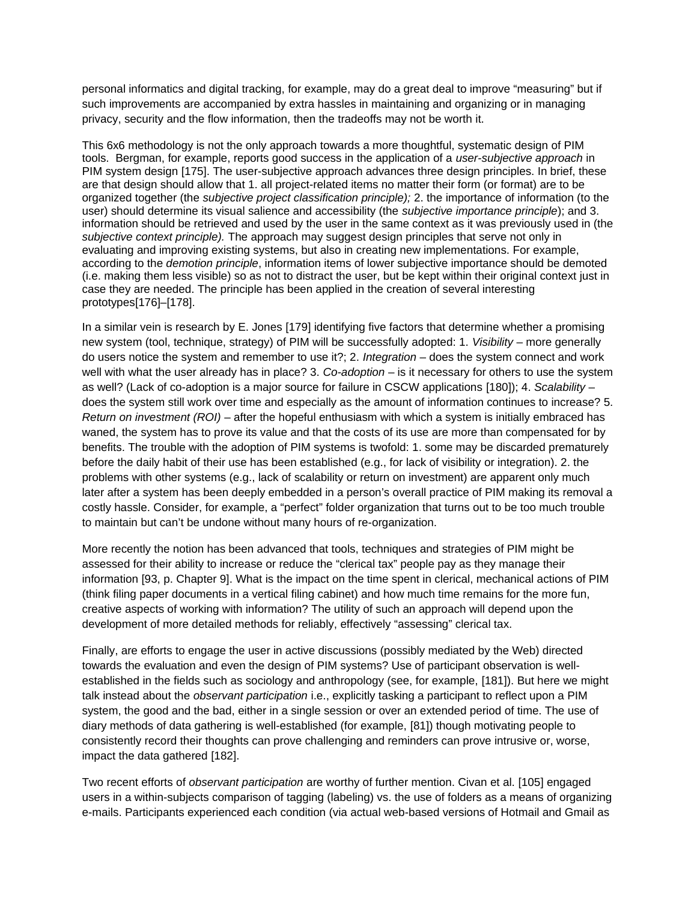personal informatics and digital tracking, for example, may do a great deal to improve "measuring" but if such improvements are accompanied by extra hassles in maintaining and organizing or in managing privacy, security and the flow information, then the tradeoffs may not be worth it.

This 6x6 methodology is not the only approach towards a more thoughtful, systematic design of PIM tools. Bergman, for example, reports good success in the application of a *user-subjective approach* in PIM system design [175]. The user-subjective approach advances three design principles. In brief, these are that design should allow that 1. all project-related items no matter their form (or format) are to be organized together (the *subjective project classification principle);* 2. the importance of information (to the user) should determine its visual salience and accessibility (the *subjective importance principle*); and 3. information should be retrieved and used by the user in the same context as it was previously used in (the *subjective context principle).* The approach may suggest design principles that serve not only in evaluating and improving existing systems, but also in creating new implementations. For example, according to the *demotion principle*, information items of lower subjective importance should be demoted (i.e. making them less visible) so as not to distract the user, but be kept within their original context just in case they are needed. The principle has been applied in the creation of several interesting prototypes[176]–[178].

In a similar vein is research by E. Jones [179] identifying five factors that determine whether a promising new system (tool, technique, strategy) of PIM will be successfully adopted: 1. *Visibility* – more generally do users notice the system and remember to use it?; 2. *Integration* – does the system connect and work well with what the user already has in place? 3. *Co-adoption* – is it necessary for others to use the system as well? (Lack of co-adoption is a major source for failure in CSCW applications [180]); 4. *Scalability* – does the system still work over time and especially as the amount of information continues to increase? 5. *Return on investment (ROI)* – after the hopeful enthusiasm with which a system is initially embraced has waned, the system has to prove its value and that the costs of its use are more than compensated for by benefits. The trouble with the adoption of PIM systems is twofold: 1. some may be discarded prematurely before the daily habit of their use has been established (e.g., for lack of visibility or integration). 2. the problems with other systems (e.g., lack of scalability or return on investment) are apparent only much later after a system has been deeply embedded in a person's overall practice of PIM making its removal a costly hassle. Consider, for example, a "perfect" folder organization that turns out to be too much trouble to maintain but can't be undone without many hours of re-organization.

More recently the notion has been advanced that tools, techniques and strategies of PIM might be assessed for their ability to increase or reduce the "clerical tax" people pay as they manage their information [93, p. Chapter 9]. What is the impact on the time spent in clerical, mechanical actions of PIM (think filing paper documents in a vertical filing cabinet) and how much time remains for the more fun, creative aspects of working with information? The utility of such an approach will depend upon the development of more detailed methods for reliably, effectively "assessing" clerical tax.

Finally, are efforts to engage the user in active discussions (possibly mediated by the Web) directed towards the evaluation and even the design of PIM systems? Use of participant observation is well-established in the fields such as sociology and anthropology (see, for example, [181]). But here we might talk instead about the *observant participation* i.e., explicitly tasking a participant to reflect upon a PIM system, the good and the bad, either in a single session or over an extended period of time. The use of diary methods of data gathering is well-established (for example, [81]) though motivating people to consistently record their thoughts can prove challenging and reminders can prove intrusive or, worse, impact the data gathered [182].

Two recent efforts of *observant participation* are worthy of further mention. Civan et al. [105] engaged users in a within-subjects comparison of tagging (labeling) vs. the use of folders as a means of organizing e-mails. Participants experienced each condition (via actual web-based versions of Hotmail and Gmail as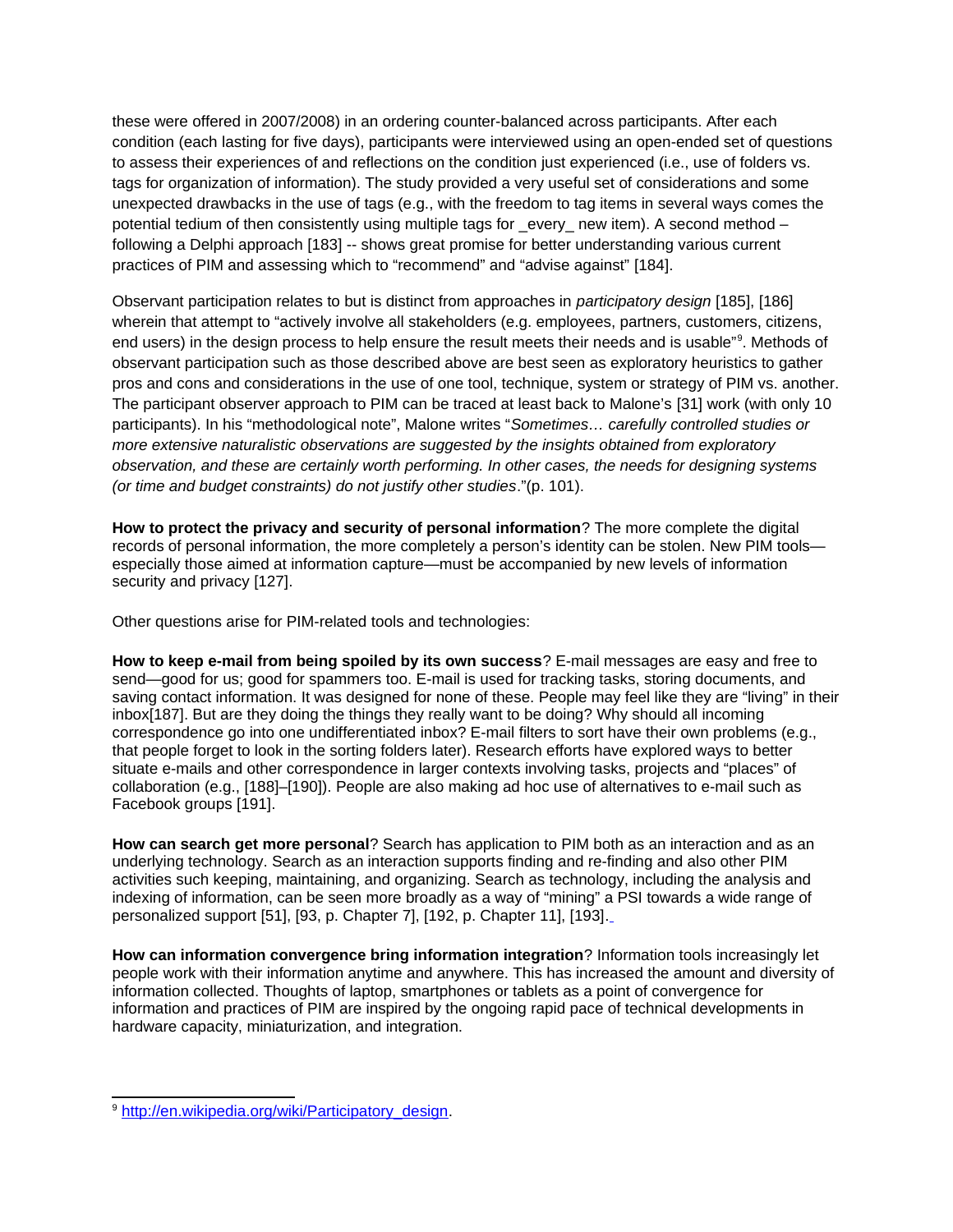these were offered in 2007/2008) in an ordering counter-balanced across participants. After each condition (each lasting for five days), participants were interviewed using an open-ended set of questions to assess their experiences of and reflections on the condition just experienced (i.e., use of folders vs. tags for organization of information). The study provided a very useful set of considerations and some unexpected drawbacks in the use of tags (e.g., with the freedom to tag items in several ways comes the potential tedium of then consistently using multiple tags for _every_ new item). A second method – following a Delphi approach [183] -- shows great promise for better understanding various current practices of PIM and assessing which to "recommend" and "advise against" [184].

Observant participation relates to but is distinct from approaches in *participatory design* [185], [186] wherein that attempt to "actively involve all stakeholders (e.g. employees, partners, customers, citizens, end users) in the design process to help ensure the result meets their needs and is usable"[9]. Methods of observant participation such as those described above are best seen as exploratory heuristics to gather pros and cons and considerations in the use of one tool, technique, system or strategy of PIM vs. another. The participant observer approach to PIM can be traced at least back to Malone's [31] work (with only 10 participants). In his "methodological note", Malone writes "*Sometimes… carefully controlled studies or more extensive naturalistic observations are suggested by the insights obtained from exploratory observation, and these are certainly worth performing. In other cases, the needs for designing systems (or time and budget constraints) do not justify other studies*."(p. 101).

**How to protect the privacy and security of personal information**? The more complete the digital records of personal information, the more completely a person's identity can be stolen. New PIM tools—especially those aimed at information capture—must be accompanied by new levels of information security and privacy [127].

Other questions arise for PIM-related tools and technologies:

**How to keep e-mail from being spoiled by its own success**? E-mail messages are easy and free to send—good for us; good for spammers too. E-mail is used for tracking tasks, storing documents, and saving contact information. It was designed for none of these. People may feel like they are "living" in their inbox[187]. But are they doing the things they really want to be doing? Why should all incoming correspondence go into one undifferentiated inbox? E-mail filters to sort have their own problems (e.g., that people forget to look in the sorting folders later). Research efforts have explored ways to better situate e-mails and other correspondence in larger contexts involving tasks, projects and "places" of collaboration (e.g., [188]–[190]). People are also making ad hoc use of alternatives to e-mail such as Facebook groups [191].

**How can search get more personal**? Search has application to PIM both as an interaction and as an underlying technology. Search as an interaction supports finding and re-finding and also other PIM activities such keeping, maintaining, and organizing. Search as technology, including the analysis and indexing of information, can be seen more broadly as a way of "mining" a PSI towards a wide range of personalized support [51], [93, p. Chapter 7], [192, p. Chapter 11], [193].

**How can information convergence bring information integration**? Information tools increasingly let people work with their information anytime and anywhere. This has increased the amount and diversity of information collected. Thoughts of laptop, smartphones or tablets as a point of convergence for information and practices of PIM are inspired by the ongoing rapid pace of technical developments in hardware capacity, miniaturization, and integration.

[9] http://en.wikipedia.org/wiki/Participatory_design.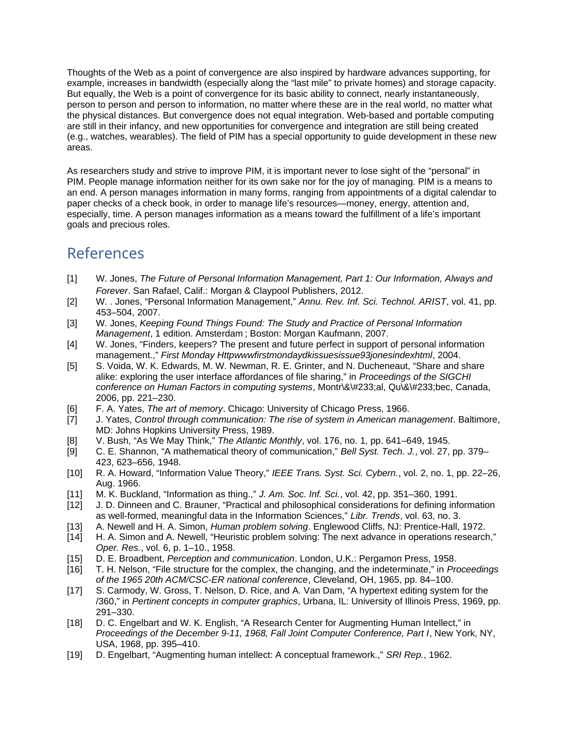Thoughts of the Web as a point of convergence are also inspired by hardware advances supporting, for example, increases in bandwidth (especially along the "last mile" to private homes) and storage capacity. But equally, the Web is a point of convergence for its basic ability to connect, nearly instantaneously, person to person and person to information, no matter where these are in the real world, no matter what the physical distances. But convergence does not equal integration. Web-based and portable computing are still in their infancy, and new opportunities for convergence and integration are still being created (e.g., watches, wearables). The field of PIM has a special opportunity to guide development in these new areas.

As researchers study and strive to improve PIM, it is important never to lose sight of the "personal" in PIM. People manage information neither for its own sake nor for the joy of managing. PIM is a means to an end. A person manages information in many forms, ranging from appointments of a digital calendar to paper checks of a check book, in order to manage life's resources—money, energy, attention and, especially, time. A person manages information as a means toward the fulfillment of a life's important goals and precious roles.

## References

[1] W. Jones, *The Future of Personal Information Management, Part 1: Our Information, Always and Forever*. San Rafael, Calif.: Morgan & Claypool Publishers, 2012.

[2] W. . Jones, "Personal Information Management," *Annu. Rev. Inf. Sci. Technol. ARIST*, vol. 41, pp. 453–504, 2007.

[3] W. Jones, *Keeping Found Things Found: The Study and Practice of Personal Information Management*, 1 edition. Amsterdam ; Boston: Morgan Kaufmann, 2007.

[4] W. Jones, "Finders, keepers? The present and future perfect in support of personal information management.," *First Monday Httpwwwfirstmondaydkissuesissue93jonesindexhtml*, 2004.

[5] S. Voida, W. K. Edwards, M. W. Newman, R. E. Grinter, and N. Ducheneaut, "Share and share alike: exploring the user interface affordances of file sharing," in *Proceedings of the SIGCHI conference on Human Factors in computing systems*, Montr\&\#233;al, Qu\&\#233;bec, Canada, 2006, pp. 221–230.

[6] F. A. Yates, *The art of memory*. Chicago: University of Chicago Press, 1966.

[7] J. Yates, *Control through communication: The rise of system in American management*. Baltimore, MD: Johns Hopkins University Press, 1989.

[8] V. Bush, "As We May Think," *The Atlantic Monthly*, vol. 176, no. 1, pp. 641–649, 1945.

[9] C. E. Shannon, "A mathematical theory of communication," *Bell Syst. Tech. J.*, vol. 27, pp. 379–423, 623–656, 1948.

[10] R. A. Howard, "Information Value Theory," *IEEE Trans. Syst. Sci. Cybern.*, vol. 2, no. 1, pp. 22–26, Aug. 1966.

[11] M. K. Buckland, "Information as thing.," *J. Am. Soc. Inf. Sci.*, vol. 42, pp. 351–360, 1991.

[12] J. D. Dinneen and C. Brauner, "Practical and philosophical considerations for defining information as well-formed, meaningful data in the Information Sciences," *Libr. Trends*, vol. 63, no. 3.

[13] A. Newell and H. A. Simon, *Human problem solving*. Englewood Cliffs, NJ: Prentice-Hall, 1972.

[14] H. A. Simon and A. Newell, "Heuristic problem solving: The next advance in operations research," *Oper. Res.*, vol. 6, p. 1–10., 1958.

[15] D. E. Broadbent, *Perception and communication*. London, U.K.: Pergamon Press, 1958.

[16] T. H. Nelson, "File structure for the complex, the changing, and the indeterminate," in *Proceedings of the 1965 20th ACM/CSC-ER national conference*, Cleveland, OH, 1965, pp. 84–100.

[17] S. Carmody, W. Gross, T. Nelson, D. Rice, and A. Van Dam, "A hypertext editing system for the /360," in *Pertinent concepts in computer graphics*, Urbana, IL: University of Illinois Press, 1969, pp. 291–330.

[18] D. C. Engelbart and W. K. English, "A Research Center for Augmenting Human Intellect," in *Proceedings of the December 9-11, 1968, Fall Joint Computer Conference, Part I*, New York, NY, USA, 1968, pp. 395–410.

[19] D. Engelbart, "Augmenting human intellect: A conceptual framework.," *SRI Rep.*, 1962.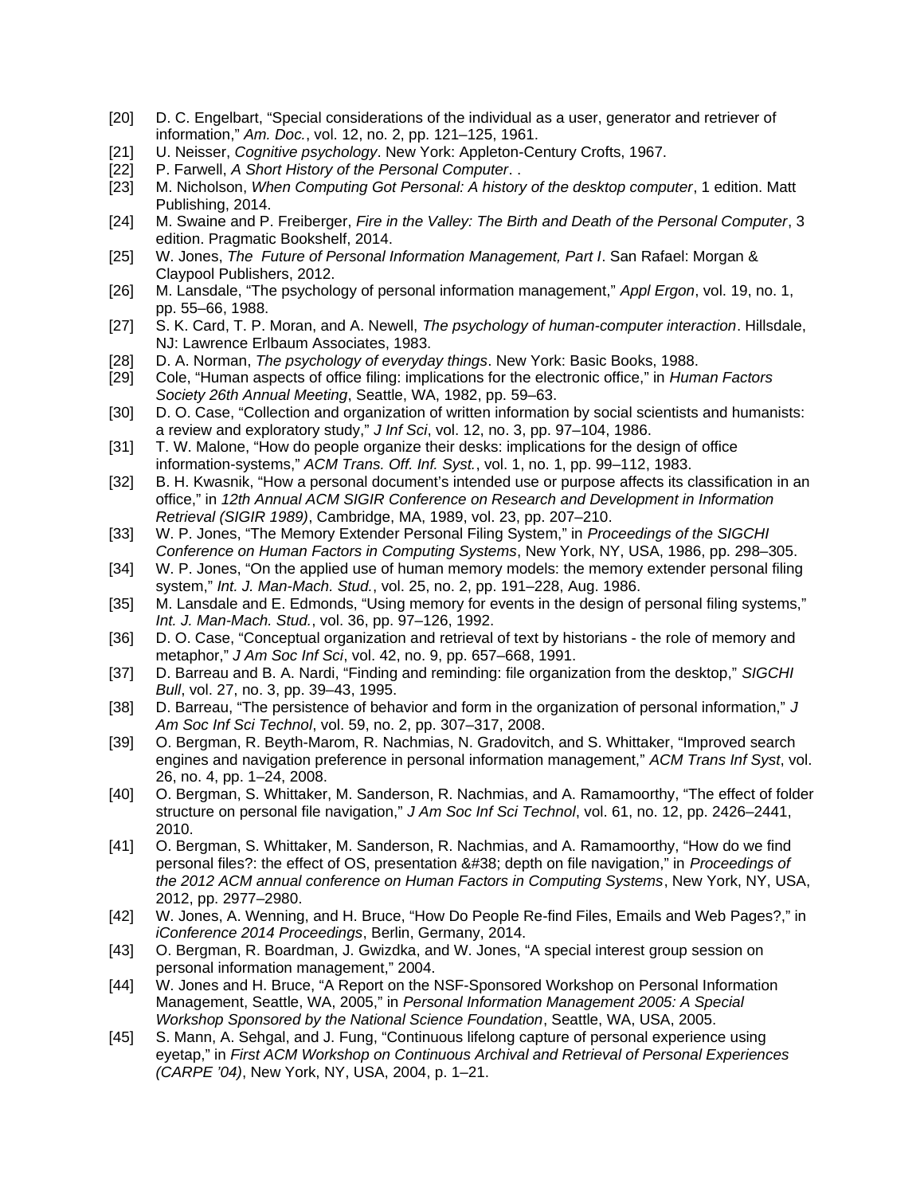[20] D. C. Engelbart, “Special considerations of the individual as a user, generator and retriever of information,” *Am. Doc.*, vol. 12, no. 2, pp. 121–125, 1961.

[21] U. Neisser, *Cognitive psychology*. New York: Appleton-Century Crofts, 1967.

[22] P. Farwell, *A Short History of the Personal Computer*. .

[23] M. Nicholson, *When Computing Got Personal: A history of the desktop computer*, 1 edition. Matt Publishing, 2014.

[24] M. Swaine and P. Freiberger, *Fire in the Valley: The Birth and Death of the Personal Computer*, 3 edition. Pragmatic Bookshelf, 2014.

[25] W. Jones, *The Future of Personal Information Management, Part I*. San Rafael: Morgan & Claypool Publishers, 2012.

[26] M. Lansdale, “The psychology of personal information management,” *Appl Ergon*, vol. 19, no. 1, pp. 55–66, 1988.

[27] S. K. Card, T. P. Moran, and A. Newell, *The psychology of human-computer interaction*. Hillsdale, NJ: Lawrence Erlbaum Associates, 1983.

[28] D. A. Norman, *The psychology of everyday things*. New York: Basic Books, 1988.

[29] Cole, “Human aspects of office filing: implications for the electronic office,” in *Human Factors Society 26th Annual Meeting*, Seattle, WA, 1982, pp. 59–63.

[30] D. O. Case, “Collection and organization of written information by social scientists and humanists: a review and exploratory study,” *J Inf Sci*, vol. 12, no. 3, pp. 97–104, 1986.

[31] T. W. Malone, “How do people organize their desks: implications for the design of office information-systems,” *ACM Trans. Off. Inf. Syst.*, vol. 1, no. 1, pp. 99–112, 1983.

[32] B. H. Kwasnik, “How a personal document’s intended use or purpose affects its classification in an office,” in *12th Annual ACM SIGIR Conference on Research and Development in Information Retrieval (SIGIR 1989)*, Cambridge, MA, 1989, vol. 23, pp. 207–210.

[33] W. P. Jones, “The Memory Extender Personal Filing System,” in *Proceedings of the SIGCHI Conference on Human Factors in Computing Systems*, New York, NY, USA, 1986, pp. 298–305.

[34] W. P. Jones, “On the applied use of human memory models: the memory extender personal filing system,” *Int. J. Man-Mach. Stud.*, vol. 25, no. 2, pp. 191–228, Aug. 1986.

[35] M. Lansdale and E. Edmonds, “Using memory for events in the design of personal filing systems,” *Int. J. Man-Mach. Stud.*, vol. 36, pp. 97–126, 1992.

[36] D. O. Case, “Conceptual organization and retrieval of text by historians - the role of memory and metaphor,” *J Am Soc Inf Sci*, vol. 42, no. 9, pp. 657–668, 1991.

[37] D. Barreau and B. A. Nardi, “Finding and reminding: file organization from the desktop,” *SIGCHI Bull*, vol. 27, no. 3, pp. 39–43, 1995.

[38] D. Barreau, “The persistence of behavior and form in the organization of personal information,” *J Am Soc Inf Sci Technol*, vol. 59, no. 2, pp. 307–317, 2008.

[39] O. Bergman, R. Beyth-Marom, R. Nachmias, N. Gradovitch, and S. Whittaker, “Improved search engines and navigation preference in personal information management,” *ACM Trans Inf Syst*, vol. 26, no. 4, pp. 1–24, 2008.

[40] O. Bergman, S. Whittaker, M. Sanderson, R. Nachmias, and A. Ramamoorthy, “The effect of folder structure on personal file navigation,” *J Am Soc Inf Sci Technol*, vol. 61, no. 12, pp. 2426–2441, 2010.

[41] O. Bergman, S. Whittaker, M. Sanderson, R. Nachmias, and A. Ramamoorthy, “How do we find personal files?: the effect of OS, presentation &#38; depth on file navigation,” in *Proceedings of the 2012 ACM annual conference on Human Factors in Computing Systems*, New York, NY, USA, 2012, pp. 2977–2980.

[42] W. Jones, A. Wenning, and H. Bruce, “How Do People Re-find Files, Emails and Web Pages?,” in *iConference 2014 Proceedings*, Berlin, Germany, 2014.

[43] O. Bergman, R. Boardman, J. Gwizdka, and W. Jones, “A special interest group session on personal information management,” 2004.

[44] W. Jones and H. Bruce, “A Report on the NSF-Sponsored Workshop on Personal Information Management, Seattle, WA, 2005,” in *Personal Information Management 2005: A Special Workshop Sponsored by the National Science Foundation*, Seattle, WA, USA, 2005.

[45] S. Mann, A. Sehgal, and J. Fung, “Continuous lifelong capture of personal experience using eyetap,” in *First ACM Workshop on Continuous Archival and Retrieval of Personal Experiences (CARPE ’04)*, New York, NY, USA, 2004, p. 1–21.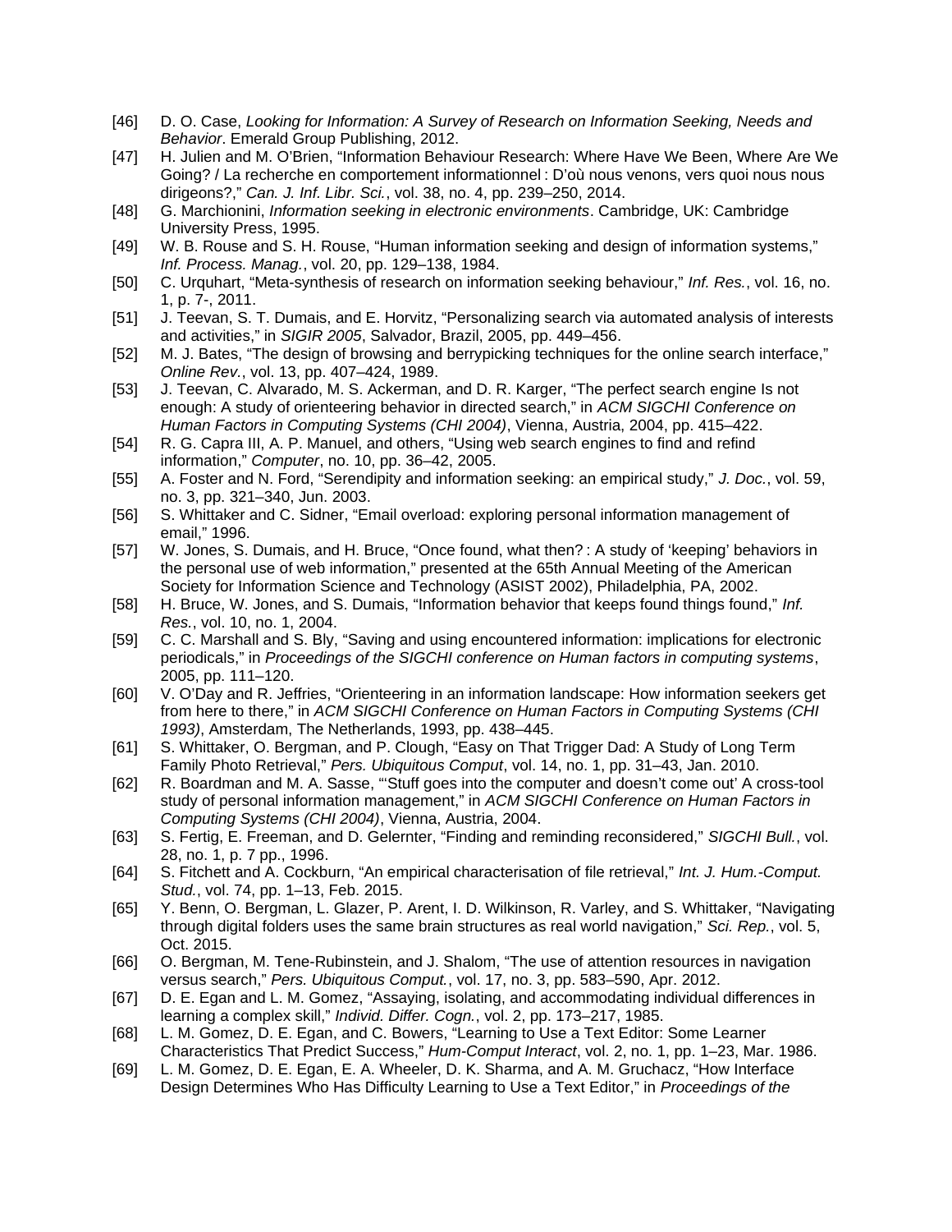[46] D. O. Case, *Looking for Information: A Survey of Research on Information Seeking, Needs and Behavior*. Emerald Group Publishing, 2012.

[47] H. Julien and M. O'Brien, "Information Behaviour Research: Where Have We Been, Where Are We Going? / La recherche en comportement informationnel : D'où nous venons, vers quoi nous nous dirigeons?," *Can. J. Inf. Libr. Sci.*, vol. 38, no. 4, pp. 239–250, 2014.

[48] G. Marchionini, *Information seeking in electronic environments*. Cambridge, UK: Cambridge University Press, 1995.

[49] W. B. Rouse and S. H. Rouse, "Human information seeking and design of information systems," *Inf. Process. Manag.*, vol. 20, pp. 129–138, 1984.

[50] C. Urquhart, "Meta-synthesis of research on information seeking behaviour," *Inf. Res.*, vol. 16, no. 1, p. 7-, 2011.

[51] J. Teevan, S. T. Dumais, and E. Horvitz, "Personalizing search via automated analysis of interests and activities," in *SIGIR 2005*, Salvador, Brazil, 2005, pp. 449–456.

[52] M. J. Bates, "The design of browsing and berrypicking techniques for the online search interface," *Online Rev.*, vol. 13, pp. 407–424, 1989.

[53] J. Teevan, C. Alvarado, M. S. Ackerman, and D. R. Karger, "The perfect search engine Is not enough: A study of orienteering behavior in directed search," in *ACM SIGCHI Conference on Human Factors in Computing Systems (CHI 2004)*, Vienna, Austria, 2004, pp. 415–422.

[54] R. G. Capra III, A. P. Manuel, and others, "Using web search engines to find and refind information," *Computer*, no. 10, pp. 36–42, 2005.

[55] A. Foster and N. Ford, "Serendipity and information seeking: an empirical study," *J. Doc.*, vol. 59, no. 3, pp. 321–340, Jun. 2003.

[56] S. Whittaker and C. Sidner, "Email overload: exploring personal information management of email," 1996.

[57] W. Jones, S. Dumais, and H. Bruce, "Once found, what then? : A study of 'keeping' behaviors in the personal use of web information," presented at the 65th Annual Meeting of the American Society for Information Science and Technology (ASIST 2002), Philadelphia, PA, 2002.

[58] H. Bruce, W. Jones, and S. Dumais, "Information behavior that keeps found things found," *Inf. Res.*, vol. 10, no. 1, 2004.

[59] C. C. Marshall and S. Bly, "Saving and using encountered information: implications for electronic periodicals," in *Proceedings of the SIGCHI conference on Human factors in computing systems*, 2005, pp. 111–120.

[60] V. O'Day and R. Jeffries, "Orienteering in an information landscape: How information seekers get from here to there," in *ACM SIGCHI Conference on Human Factors in Computing Systems (CHI 1993)*, Amsterdam, The Netherlands, 1993, pp. 438–445.

[61] S. Whittaker, O. Bergman, and P. Clough, "Easy on That Trigger Dad: A Study of Long Term Family Photo Retrieval," *Pers. Ubiquitous Comput*, vol. 14, no. 1, pp. 31–43, Jan. 2010.

[62] R. Boardman and M. A. Sasse, "'Stuff goes into the computer and doesn't come out' A cross-tool study of personal information management," in *ACM SIGCHI Conference on Human Factors in Computing Systems (CHI 2004)*, Vienna, Austria, 2004.

[63] S. Fertig, E. Freeman, and D. Gelernter, "Finding and reminding reconsidered," *SIGCHI Bull.*, vol. 28, no. 1, p. 7 pp., 1996.

[64] S. Fitchett and A. Cockburn, "An empirical characterisation of file retrieval," *Int. J. Hum.-Comput. Stud.*, vol. 74, pp. 1–13, Feb. 2015.

[65] Y. Benn, O. Bergman, L. Glazer, P. Arent, I. D. Wilkinson, R. Varley, and S. Whittaker, "Navigating through digital folders uses the same brain structures as real world navigation," *Sci. Rep.*, vol. 5, Oct. 2015.

[66] O. Bergman, M. Tene-Rubinstein, and J. Shalom, "The use of attention resources in navigation versus search," *Pers. Ubiquitous Comput.*, vol. 17, no. 3, pp. 583–590, Apr. 2012.

[67] D. E. Egan and L. M. Gomez, "Assaying, isolating, and accommodating individual differences in learning a complex skill," *Individ. Differ. Cogn.*, vol. 2, pp. 173–217, 1985.

[68] L. M. Gomez, D. E. Egan, and C. Bowers, "Learning to Use a Text Editor: Some Learner Characteristics That Predict Success," *Hum-Comput Interact*, vol. 2, no. 1, pp. 1–23, Mar. 1986.

[69] L. M. Gomez, D. E. Egan, E. A. Wheeler, D. K. Sharma, and A. M. Gruchacz, "How Interface Design Determines Who Has Difficulty Learning to Use a Text Editor," in *Proceedings of the*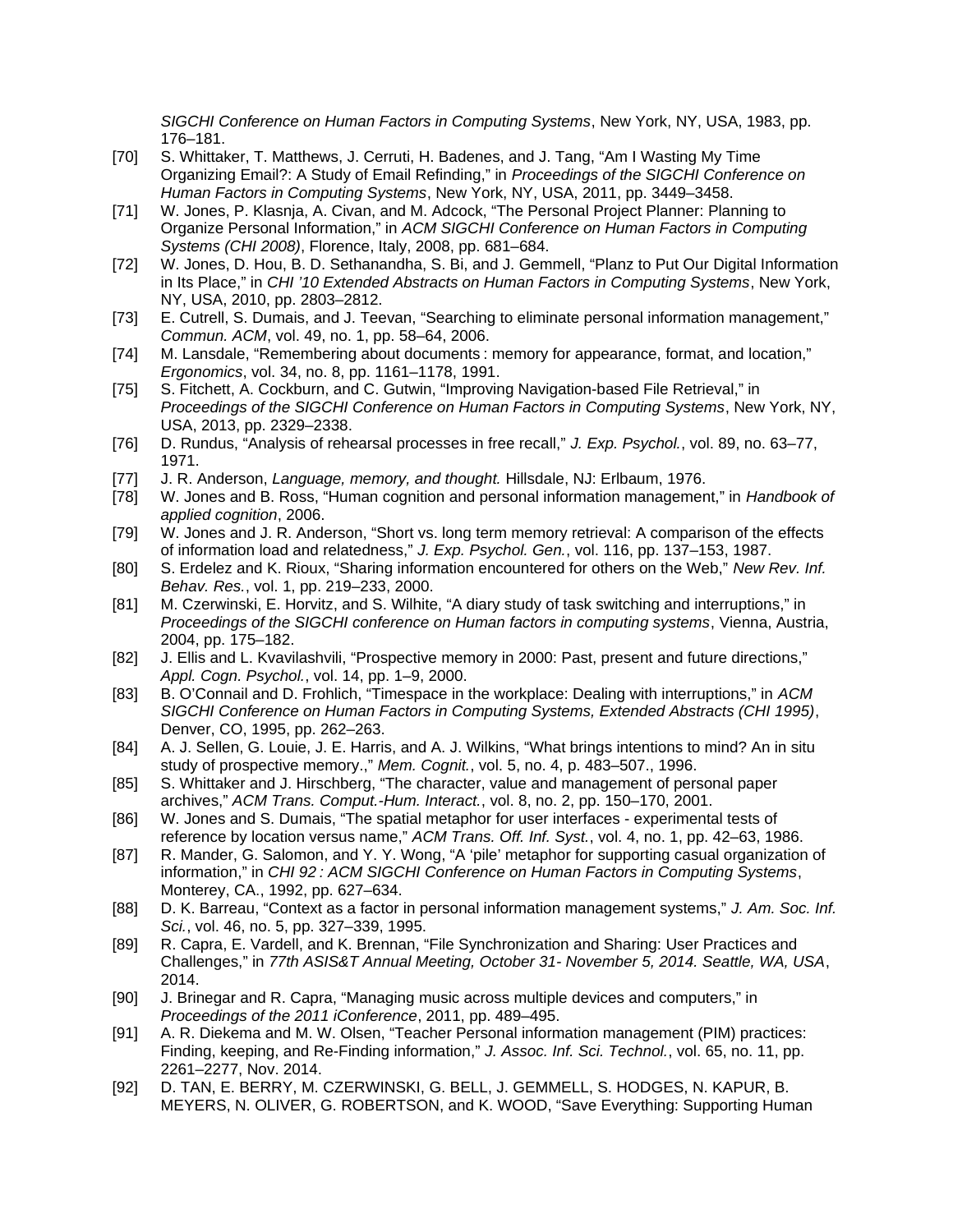*SIGCHI Conference on Human Factors in Computing Systems*, New York, NY, USA, 1983, pp. 176–181.

[70] S. Whittaker, T. Matthews, J. Cerruti, H. Badenes, and J. Tang, “Am I Wasting My Time Organizing Email?: A Study of Email Refinding,” in *Proceedings of the SIGCHI Conference on Human Factors in Computing Systems*, New York, NY, USA, 2011, pp. 3449–3458.

[71] W. Jones, P. Klasnja, A. Civan, and M. Adcock, “The Personal Project Planner: Planning to Organize Personal Information,” in *ACM SIGCHI Conference on Human Factors in Computing Systems (CHI 2008)*, Florence, Italy, 2008, pp. 681–684.

[72] W. Jones, D. Hou, B. D. Sethanandha, S. Bi, and J. Gemmell, “Planz to Put Our Digital Information in Its Place,” in *CHI ’10 Extended Abstracts on Human Factors in Computing Systems*, New York, NY, USA, 2010, pp. 2803–2812.

[73] E. Cutrell, S. Dumais, and J. Teevan, “Searching to eliminate personal information management,” *Commun. ACM*, vol. 49, no. 1, pp. 58–64, 2006.

[74] M. Lansdale, “Remembering about documents : memory for appearance, format, and location,” *Ergonomics*, vol. 34, no. 8, pp. 1161–1178, 1991.

[75] S. Fitchett, A. Cockburn, and C. Gutwin, “Improving Navigation-based File Retrieval,” in *Proceedings of the SIGCHI Conference on Human Factors in Computing Systems*, New York, NY, USA, 2013, pp. 2329–2338.

[76] D. Rundus, “Analysis of rehearsal processes in free recall,” *J. Exp. Psychol.*, vol. 89, no. 63–77, 1971.

[77] J. R. Anderson, *Language, memory, and thought.* Hillsdale, NJ: Erlbaum, 1976.

[78] W. Jones and B. Ross, “Human cognition and personal information management,” in *Handbook of applied cognition*, 2006.

[79] W. Jones and J. R. Anderson, “Short vs. long term memory retrieval: A comparison of the effects of information load and relatedness,” *J. Exp. Psychol. Gen.*, vol. 116, pp. 137–153, 1987.

[80] S. Erdelez and K. Rioux, “Sharing information encountered for others on the Web,” *New Rev. Inf. Behav. Res.*, vol. 1, pp. 219–233, 2000.

[81] M. Czerwinski, E. Horvitz, and S. Wilhite, “A diary study of task switching and interruptions,” in *Proceedings of the SIGCHI conference on Human factors in computing systems*, Vienna, Austria, 2004, pp. 175–182.

[82] J. Ellis and L. Kvavilashvili, “Prospective memory in 2000: Past, present and future directions,” *Appl. Cogn. Psychol.*, vol. 14, pp. 1–9, 2000.

[83] B. O’Connail and D. Frohlich, “Timespace in the workplace: Dealing with interruptions,” in *ACM SIGCHI Conference on Human Factors in Computing Systems, Extended Abstracts (CHI 1995)*, Denver, CO, 1995, pp. 262–263.

[84] A. J. Sellen, G. Louie, J. E. Harris, and A. J. Wilkins, “What brings intentions to mind? An in situ study of prospective memory.,” *Mem. Cognit.*, vol. 5, no. 4, p. 483–507., 1996.

[85] S. Whittaker and J. Hirschberg, “The character, value and management of personal paper archives,” *ACM Trans. Comput.-Hum. Interact.*, vol. 8, no. 2, pp. 150–170, 2001.

[86] W. Jones and S. Dumais, “The spatial metaphor for user interfaces - experimental tests of reference by location versus name,” *ACM Trans. Off. Inf. Syst.*, vol. 4, no. 1, pp. 42–63, 1986.

[87] R. Mander, G. Salomon, and Y. Y. Wong, “A ‘pile’ metaphor for supporting casual organization of information,” in *CHI 92 : ACM SIGCHI Conference on Human Factors in Computing Systems*, Monterey, CA., 1992, pp. 627–634.

[88] D. K. Barreau, “Context as a factor in personal information management systems,” *J. Am. Soc. Inf. Sci.*, vol. 46, no. 5, pp. 327–339, 1995.

[89] R. Capra, E. Vardell, and K. Brennan, “File Synchronization and Sharing: User Practices and Challenges,” in *77th ASIS&T Annual Meeting, October 31- November 5, 2014. Seattle, WA, USA*, 2014.

[90] J. Brinegar and R. Capra, “Managing music across multiple devices and computers,” in *Proceedings of the 2011 iConference*, 2011, pp. 489–495.

[91] A. R. Diekema and M. W. Olsen, “Teacher Personal information management (PIM) practices: Finding, keeping, and Re-Finding information,” *J. Assoc. Inf. Sci. Technol.*, vol. 65, no. 11, pp. 2261–2277, Nov. 2014.

[92] D. TAN, E. BERRY, M. CZERWINSKI, G. BELL, J. GEMMELL, S. HODGES, N. KAPUR, B. MEYERS, N. OLIVER, G. ROBERTSON, and K. WOOD, “Save Everything: Supporting Human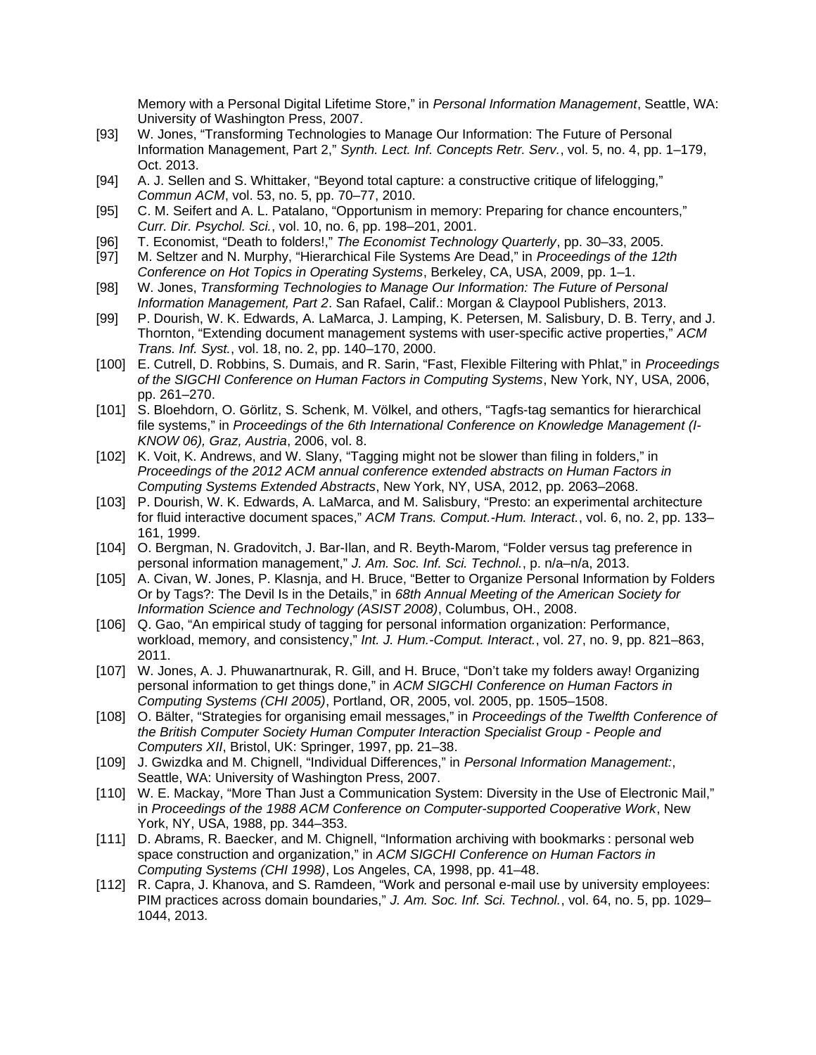Memory with a Personal Digital Lifetime Store," in *Personal Information Management*, Seattle, WA: University of Washington Press, 2007.

[93] W. Jones, "Transforming Technologies to Manage Our Information: The Future of Personal Information Management, Part 2," *Synth. Lect. Inf. Concepts Retr. Serv.*, vol. 5, no. 4, pp. 1–179, Oct. 2013.

[94] A. J. Sellen and S. Whittaker, "Beyond total capture: a constructive critique of lifelogging," *Commun ACM*, vol. 53, no. 5, pp. 70–77, 2010.

[95] C. M. Seifert and A. L. Patalano, "Opportunism in memory: Preparing for chance encounters," *Curr. Dir. Psychol. Sci.*, vol. 10, no. 6, pp. 198–201, 2001.

[96] T. Economist, "Death to folders!," *The Economist Technology Quarterly*, pp. 30–33, 2005.

[97] M. Seltzer and N. Murphy, "Hierarchical File Systems Are Dead," in *Proceedings of the 12th Conference on Hot Topics in Operating Systems*, Berkeley, CA, USA, 2009, pp. 1–1.

[98] W. Jones, *Transforming Technologies to Manage Our Information: The Future of Personal Information Management, Part 2*. San Rafael, Calif.: Morgan & Claypool Publishers, 2013.

[99] P. Dourish, W. K. Edwards, A. LaMarca, J. Lamping, K. Petersen, M. Salisbury, D. B. Terry, and J. Thornton, "Extending document management systems with user-specific active properties," *ACM Trans. Inf. Syst.*, vol. 18, no. 2, pp. 140–170, 2000.

[100] E. Cutrell, D. Robbins, S. Dumais, and R. Sarin, "Fast, Flexible Filtering with Phlat," in *Proceedings of the SIGCHI Conference on Human Factors in Computing Systems*, New York, NY, USA, 2006, pp. 261–270.

[101] S. Bloehdorn, O. Görlitz, S. Schenk, M. Völkel, and others, "Tagfs-tag semantics for hierarchical file systems," in *Proceedings of the 6th International Conference on Knowledge Management (I-KNOW 06), Graz, Austria*, 2006, vol. 8.

[102] K. Voit, K. Andrews, and W. Slany, "Tagging might not be slower than filing in folders," in *Proceedings of the 2012 ACM annual conference extended abstracts on Human Factors in Computing Systems Extended Abstracts*, New York, NY, USA, 2012, pp. 2063–2068.

[103] P. Dourish, W. K. Edwards, A. LaMarca, and M. Salisbury, "Presto: an experimental architecture for fluid interactive document spaces," *ACM Trans. Comput.-Hum. Interact.*, vol. 6, no. 2, pp. 133–161, 1999.

[104] O. Bergman, N. Gradovitch, J. Bar-Ilan, and R. Beyth-Marom, "Folder versus tag preference in personal information management," *J. Am. Soc. Inf. Sci. Technol.*, p. n/a–n/a, 2013.

[105] A. Civan, W. Jones, P. Klasnja, and H. Bruce, "Better to Organize Personal Information by Folders Or by Tags?: The Devil Is in the Details," in *68th Annual Meeting of the American Society for Information Science and Technology (ASIST 2008)*, Columbus, OH., 2008.

[106] Q. Gao, "An empirical study of tagging for personal information organization: Performance, workload, memory, and consistency," *Int. J. Hum.-Comput. Interact.*, vol. 27, no. 9, pp. 821–863, 2011.

[107] W. Jones, A. J. Phuwanartnurak, R. Gill, and H. Bruce, "Don't take my folders away! Organizing personal information to get things done," in *ACM SIGCHI Conference on Human Factors in Computing Systems (CHI 2005)*, Portland, OR, 2005, vol. 2005, pp. 1505–1508.

[108] O. Bälter, "Strategies for organising email messages," in *Proceedings of the Twelfth Conference of the British Computer Society Human Computer Interaction Specialist Group - People and Computers XII*, Bristol, UK: Springer, 1997, pp. 21–38.

[109] J. Gwizdka and M. Chignell, "Individual Differences," in *Personal Information Management:*, Seattle, WA: University of Washington Press, 2007.

[110] W. E. Mackay, "More Than Just a Communication System: Diversity in the Use of Electronic Mail," in *Proceedings of the 1988 ACM Conference on Computer-supported Cooperative Work*, New York, NY, USA, 1988, pp. 344–353.

[111] D. Abrams, R. Baecker, and M. Chignell, "Information archiving with bookmarks : personal web space construction and organization," in *ACM SIGCHI Conference on Human Factors in Computing Systems (CHI 1998)*, Los Angeles, CA, 1998, pp. 41–48.

[112] R. Capra, J. Khanova, and S. Ramdeen, "Work and personal e-mail use by university employees: PIM practices across domain boundaries," *J. Am. Soc. Inf. Sci. Technol.*, vol. 64, no. 5, pp. 1029–1044, 2013.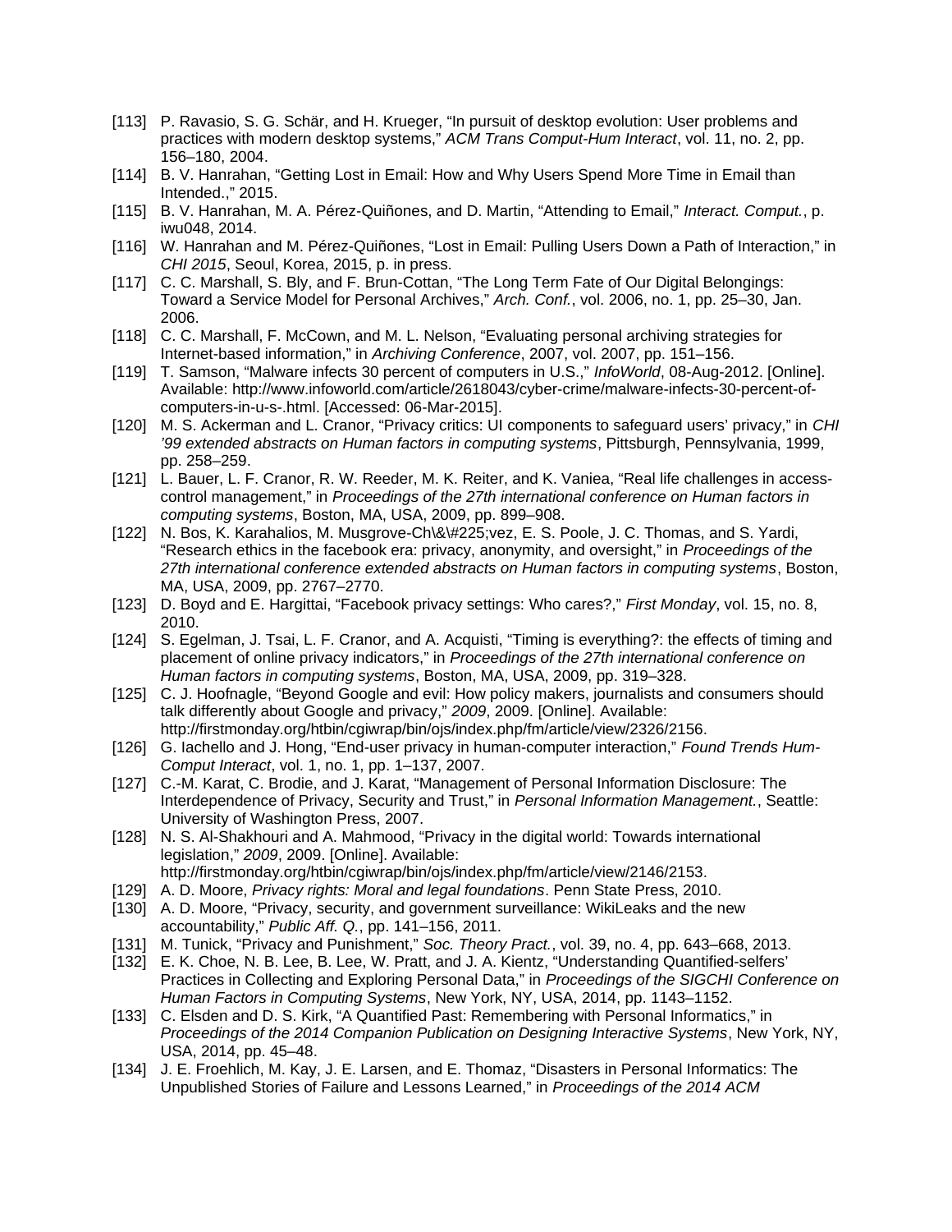[113] P. Ravasio, S. G. Schär, and H. Krueger, "In pursuit of desktop evolution: User problems and practices with modern desktop systems," *ACM Trans Comput-Hum Interact*, vol. 11, no. 2, pp. 156–180, 2004.

[114] B. V. Hanrahan, "Getting Lost in Email: How and Why Users Spend More Time in Email than Intended.," 2015.

[115] B. V. Hanrahan, M. A. Pérez-Quiñones, and D. Martin, "Attending to Email," *Interact. Comput.*, p. iwu048, 2014.

[116] W. Hanrahan and M. Pérez-Quiñones, "Lost in Email: Pulling Users Down a Path of Interaction," in *CHI 2015*, Seoul, Korea, 2015, p. in press.

[117] C. C. Marshall, S. Bly, and F. Brun-Cottan, "The Long Term Fate of Our Digital Belongings: Toward a Service Model for Personal Archives," *Arch. Conf.*, vol. 2006, no. 1, pp. 25–30, Jan. 2006.

[118] C. C. Marshall, F. McCown, and M. L. Nelson, "Evaluating personal archiving strategies for Internet-based information," in *Archiving Conference*, 2007, vol. 2007, pp. 151–156.

[119] T. Samson, "Malware infects 30 percent of computers in U.S.," *InfoWorld*, 08-Aug-2012. [Online]. Available: http://www.infoworld.com/article/2618043/cyber-crime/malware-infects-30-percent-of-computers-in-u-s-.html. [Accessed: 06-Mar-2015].

[120] M. S. Ackerman and L. Cranor, "Privacy critics: UI components to safeguard users' privacy," in *CHI '99 extended abstracts on Human factors in computing systems*, Pittsburgh, Pennsylvania, 1999, pp. 258–259.

[121] L. Bauer, L. F. Cranor, R. W. Reeder, M. K. Reiter, and K. Vaniea, "Real life challenges in access-control management," in *Proceedings of the 27th international conference on Human factors in computing systems*, Boston, MA, USA, 2009, pp. 899–908.

[122] N. Bos, K. Karahalios, M. Musgrove-Ch\&\#225;vez, E. S. Poole, J. C. Thomas, and S. Yardi, "Research ethics in the facebook era: privacy, anonymity, and oversight," in *Proceedings of the 27th international conference extended abstracts on Human factors in computing systems*, Boston, MA, USA, 2009, pp. 2767–2770.

[123] D. Boyd and E. Hargittai, "Facebook privacy settings: Who cares?," *First Monday*, vol. 15, no. 8, 2010.

[124] S. Egelman, J. Tsai, L. F. Cranor, and A. Acquisti, "Timing is everything?: the effects of timing and placement of online privacy indicators," in *Proceedings of the 27th international conference on Human factors in computing systems*, Boston, MA, USA, 2009, pp. 319–328.

[125] C. J. Hoofnagle, "Beyond Google and evil: How policy makers, journalists and consumers should talk differently about Google and privacy," *2009*, 2009. [Online]. Available: http://firstmonday.org/htbin/cgiwrap/bin/ojs/index.php/fm/article/view/2326/2156.

[126] G. Iachello and J. Hong, "End-user privacy in human-computer interaction," *Found Trends Hum-Comput Interact*, vol. 1, no. 1, pp. 1–137, 2007.

[127] C.-M. Karat, C. Brodie, and J. Karat, "Management of Personal Information Disclosure: The Interdependence of Privacy, Security and Trust," in *Personal Information Management.*, Seattle: University of Washington Press, 2007.

[128] N. S. Al-Shakhouri and A. Mahmood, "Privacy in the digital world: Towards international legislation," *2009*, 2009. [Online]. Available: http://firstmonday.org/htbin/cgiwrap/bin/ojs/index.php/fm/article/view/2146/2153.

[129] A. D. Moore, *Privacy rights: Moral and legal foundations*. Penn State Press, 2010.

[130] A. D. Moore, "Privacy, security, and government surveillance: WikiLeaks and the new accountability," *Public Aff. Q.*, pp. 141–156, 2011.

[131] M. Tunick, "Privacy and Punishment," *Soc. Theory Pract.*, vol. 39, no. 4, pp. 643–668, 2013.

[132] E. K. Choe, N. B. Lee, B. Lee, W. Pratt, and J. A. Kientz, "Understanding Quantified-selfers' Practices in Collecting and Exploring Personal Data," in *Proceedings of the SIGCHI Conference on Human Factors in Computing Systems*, New York, NY, USA, 2014, pp. 1143–1152.

[133] C. Elsden and D. S. Kirk, "A Quantified Past: Remembering with Personal Informatics," in *Proceedings of the 2014 Companion Publication on Designing Interactive Systems*, New York, NY, USA, 2014, pp. 45–48.

[134] J. E. Froehlich, M. Kay, J. E. Larsen, and E. Thomaz, "Disasters in Personal Informatics: The Unpublished Stories of Failure and Lessons Learned," in *Proceedings of the 2014 ACM*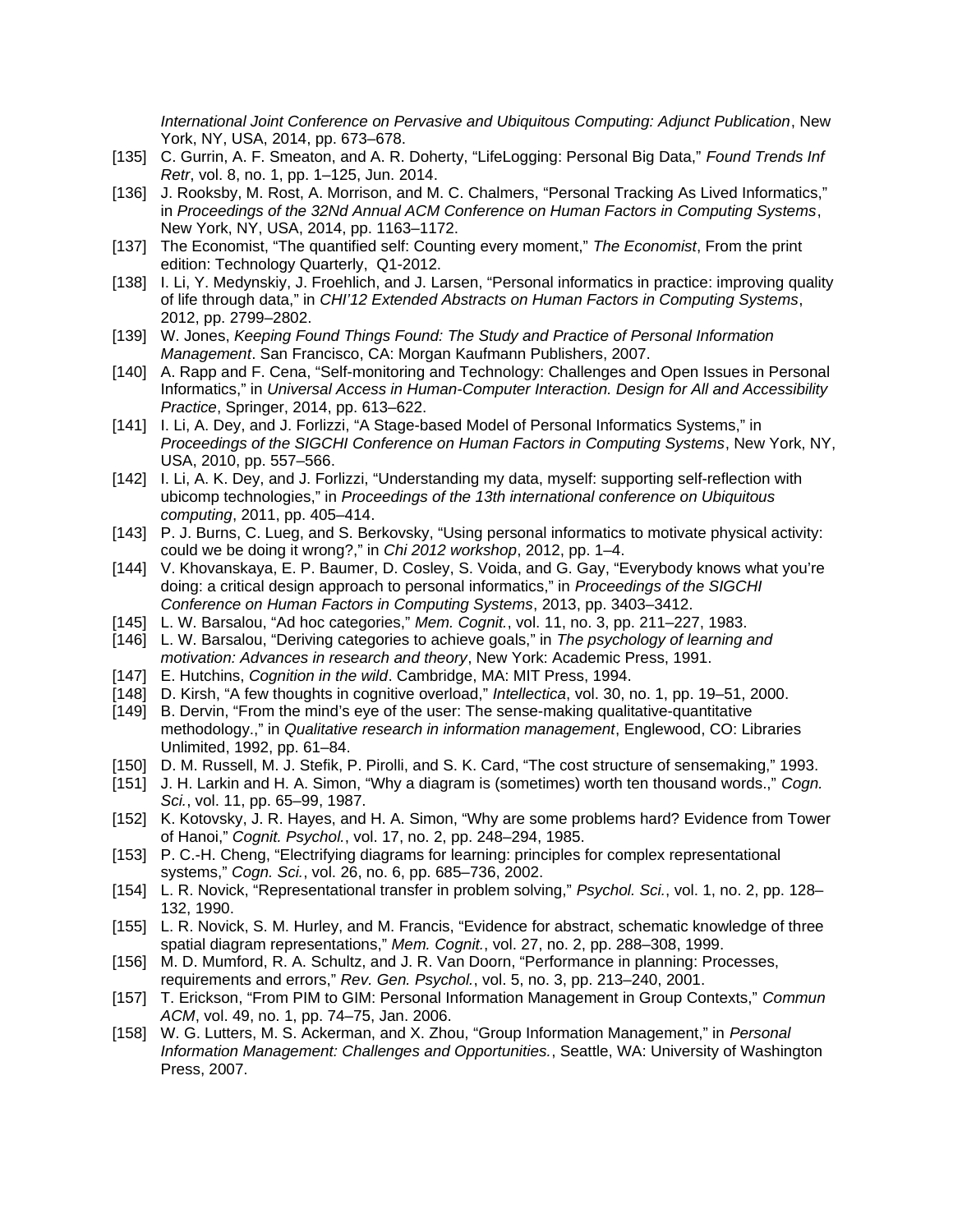*International Joint Conference on Pervasive and Ubiquitous Computing: Adjunct Publication*, New York, NY, USA, 2014, pp. 673–678.

[135] C. Gurrin, A. F. Smeaton, and A. R. Doherty, "LifeLogging: Personal Big Data," *Found Trends Inf Retr*, vol. 8, no. 1, pp. 1–125, Jun. 2014.

[136] J. Rooksby, M. Rost, A. Morrison, and M. C. Chalmers, "Personal Tracking As Lived Informatics," in *Proceedings of the 32Nd Annual ACM Conference on Human Factors in Computing Systems*, New York, NY, USA, 2014, pp. 1163–1172.

[137] The Economist, "The quantified self: Counting every moment," *The Economist*, From the print edition: Technology Quarterly, Q1-2012.

[138] I. Li, Y. Medynskiy, J. Froehlich, and J. Larsen, "Personal informatics in practice: improving quality of life through data," in *CHI'12 Extended Abstracts on Human Factors in Computing Systems*, 2012, pp. 2799–2802.

[139] W. Jones, *Keeping Found Things Found: The Study and Practice of Personal Information Management*. San Francisco, CA: Morgan Kaufmann Publishers, 2007.

[140] A. Rapp and F. Cena, "Self-monitoring and Technology: Challenges and Open Issues in Personal Informatics," in *Universal Access in Human-Computer Interaction. Design for All and Accessibility Practice*, Springer, 2014, pp. 613–622.

[141] I. Li, A. Dey, and J. Forlizzi, "A Stage-based Model of Personal Informatics Systems," in *Proceedings of the SIGCHI Conference on Human Factors in Computing Systems*, New York, NY, USA, 2010, pp. 557–566.

[142] I. Li, A. K. Dey, and J. Forlizzi, "Understanding my data, myself: supporting self-reflection with ubicomp technologies," in *Proceedings of the 13th international conference on Ubiquitous computing*, 2011, pp. 405–414.

[143] P. J. Burns, C. Lueg, and S. Berkovsky, "Using personal informatics to motivate physical activity: could we be doing it wrong?," in *Chi 2012 workshop*, 2012, pp. 1–4.

[144] V. Khovanskaya, E. P. Baumer, D. Cosley, S. Voida, and G. Gay, "Everybody knows what you're doing: a critical design approach to personal informatics," in *Proceedings of the SIGCHI Conference on Human Factors in Computing Systems*, 2013, pp. 3403–3412.

[145] L. W. Barsalou, "Ad hoc categories," *Mem. Cognit.*, vol. 11, no. 3, pp. 211–227, 1983.

[146] L. W. Barsalou, "Deriving categories to achieve goals," in *The psychology of learning and motivation: Advances in research and theory*, New York: Academic Press, 1991.

[147] E. Hutchins, *Cognition in the wild*. Cambridge, MA: MIT Press, 1994.

[148] D. Kirsh, "A few thoughts in cognitive overload," *Intellectica*, vol. 30, no. 1, pp. 19–51, 2000.

[149] B. Dervin, "From the mind's eye of the user: The sense-making qualitative-quantitative methodology.," in *Qualitative research in information management*, Englewood, CO: Libraries Unlimited, 1992, pp. 61–84.

[150] D. M. Russell, M. J. Stefik, P. Pirolli, and S. K. Card, "The cost structure of sensemaking," 1993.

[151] J. H. Larkin and H. A. Simon, "Why a diagram is (sometimes) worth ten thousand words.," *Cogn. Sci.*, vol. 11, pp. 65–99, 1987.

[152] K. Kotovsky, J. R. Hayes, and H. A. Simon, "Why are some problems hard? Evidence from Tower of Hanoi," *Cognit. Psychol.*, vol. 17, no. 2, pp. 248–294, 1985.

[153] P. C.-H. Cheng, "Electrifying diagrams for learning: principles for complex representational systems," *Cogn. Sci.*, vol. 26, no. 6, pp. 685–736, 2002.

[154] L. R. Novick, "Representational transfer in problem solving," *Psychol. Sci.*, vol. 1, no. 2, pp. 128–132, 1990.

[155] L. R. Novick, S. M. Hurley, and M. Francis, "Evidence for abstract, schematic knowledge of three spatial diagram representations," *Mem. Cognit.*, vol. 27, no. 2, pp. 288–308, 1999.

[156] M. D. Mumford, R. A. Schultz, and J. R. Van Doorn, "Performance in planning: Processes, requirements and errors," *Rev. Gen. Psychol.*, vol. 5, no. 3, pp. 213–240, 2001.

[157] T. Erickson, "From PIM to GIM: Personal Information Management in Group Contexts," *Commun ACM*, vol. 49, no. 1, pp. 74–75, Jan. 2006.

[158] W. G. Lutters, M. S. Ackerman, and X. Zhou, "Group Information Management," in *Personal Information Management: Challenges and Opportunities.*, Seattle, WA: University of Washington Press, 2007.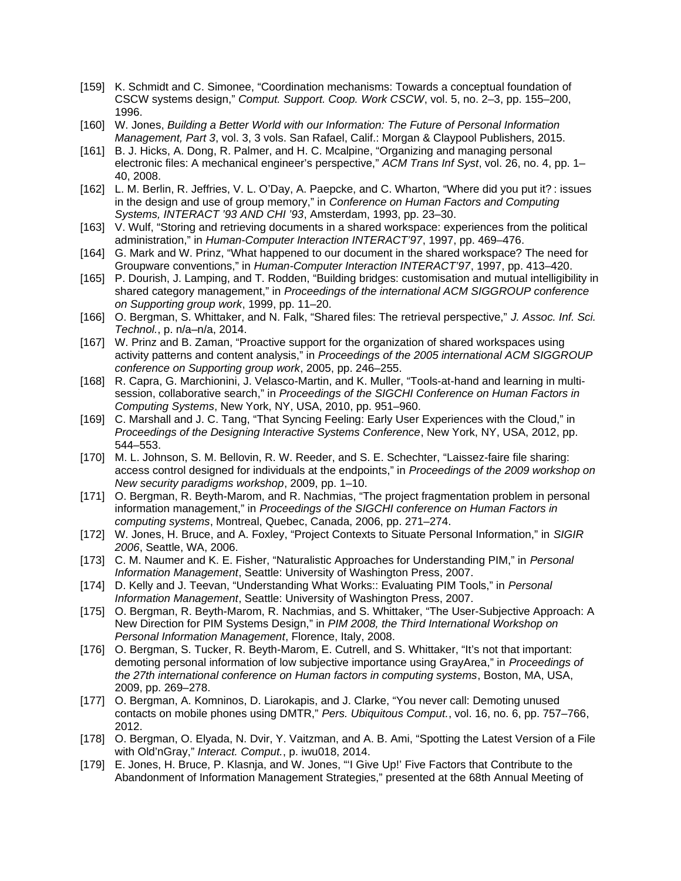[159] K. Schmidt and C. Simonee, “Coordination mechanisms: Towards a conceptual foundation of CSCW systems design,” *Comput. Support. Coop. Work CSCW*, vol. 5, no. 2–3, pp. 155–200, 1996.

[160] W. Jones, *Building a Better World with our Information: The Future of Personal Information Management, Part 3*, vol. 3, 3 vols. San Rafael, Calif.: Morgan & Claypool Publishers, 2015.

[161] B. J. Hicks, A. Dong, R. Palmer, and H. C. Mcalpine, “Organizing and managing personal electronic files: A mechanical engineer’s perspective,” *ACM Trans Inf Syst*, vol. 26, no. 4, pp. 1–40, 2008.

[162] L. M. Berlin, R. Jeffries, V. L. O’Day, A. Paepcke, and C. Wharton, “Where did you put it? : issues in the design and use of group memory,” in *Conference on Human Factors and Computing Systems, INTERACT ’93 AND CHI ’93*, Amsterdam, 1993, pp. 23–30.

[163] V. Wulf, “Storing and retrieving documents in a shared workspace: experiences from the political administration,” in *Human-Computer Interaction INTERACT’97*, 1997, pp. 469–476.

[164] G. Mark and W. Prinz, “What happened to our document in the shared workspace? The need for Groupware conventions,” in *Human-Computer Interaction INTERACT’97*, 1997, pp. 413–420.

[165] P. Dourish, J. Lamping, and T. Rodden, “Building bridges: customisation and mutual intelligibility in shared category management,” in *Proceedings of the international ACM SIGGROUP conference on Supporting group work*, 1999, pp. 11–20.

[166] O. Bergman, S. Whittaker, and N. Falk, “Shared files: The retrieval perspective,” *J. Assoc. Inf. Sci. Technol.*, p. n/a–n/a, 2014.

[167] W. Prinz and B. Zaman, “Proactive support for the organization of shared workspaces using activity patterns and content analysis,” in *Proceedings of the 2005 international ACM SIGGROUP conference on Supporting group work*, 2005, pp. 246–255.

[168] R. Capra, G. Marchionini, J. Velasco-Martin, and K. Muller, “Tools-at-hand and learning in multi-session, collaborative search,” in *Proceedings of the SIGCHI Conference on Human Factors in Computing Systems*, New York, NY, USA, 2010, pp. 951–960.

[169] C. Marshall and J. C. Tang, “That Syncing Feeling: Early User Experiences with the Cloud,” in *Proceedings of the Designing Interactive Systems Conference*, New York, NY, USA, 2012, pp. 544–553.

[170] M. L. Johnson, S. M. Bellovin, R. W. Reeder, and S. E. Schechter, “Laissez-faire file sharing: access control designed for individuals at the endpoints,” in *Proceedings of the 2009 workshop on New security paradigms workshop*, 2009, pp. 1–10.

[171] O. Bergman, R. Beyth-Marom, and R. Nachmias, “The project fragmentation problem in personal information management,” in *Proceedings of the SIGCHI conference on Human Factors in computing systems*, Montreal, Quebec, Canada, 2006, pp. 271–274.

[172] W. Jones, H. Bruce, and A. Foxley, “Project Contexts to Situate Personal Information,” in *SIGIR 2006*, Seattle, WA, 2006.

[173] C. M. Naumer and K. E. Fisher, “Naturalistic Approaches for Understanding PIM,” in *Personal Information Management*, Seattle: University of Washington Press, 2007.

[174] D. Kelly and J. Teevan, “Understanding What Works:: Evaluating PIM Tools,” in *Personal Information Management*, Seattle: University of Washington Press, 2007.

[175] O. Bergman, R. Beyth-Marom, R. Nachmias, and S. Whittaker, “The User-Subjective Approach: A New Direction for PIM Systems Design,” in *PIM 2008, the Third International Workshop on Personal Information Management*, Florence, Italy, 2008.

[176] O. Bergman, S. Tucker, R. Beyth-Marom, E. Cutrell, and S. Whittaker, “It’s not that important: demoting personal information of low subjective importance using GrayArea,” in *Proceedings of the 27th international conference on Human factors in computing systems*, Boston, MA, USA, 2009, pp. 269–278.

[177] O. Bergman, A. Komninos, D. Liarokapis, and J. Clarke, “You never call: Demoting unused contacts on mobile phones using DMTR,” *Pers. Ubiquitous Comput.*, vol. 16, no. 6, pp. 757–766, 2012.

[178] O. Bergman, O. Elyada, N. Dvir, Y. Vaitzman, and A. B. Ami, “Spotting the Latest Version of a File with Old’nGray,” *Interact. Comput.*, p. iwu018, 2014.

[179] E. Jones, H. Bruce, P. Klasnja, and W. Jones, “‘I Give Up!’ Five Factors that Contribute to the Abandonment of Information Management Strategies,” presented at the 68th Annual Meeting of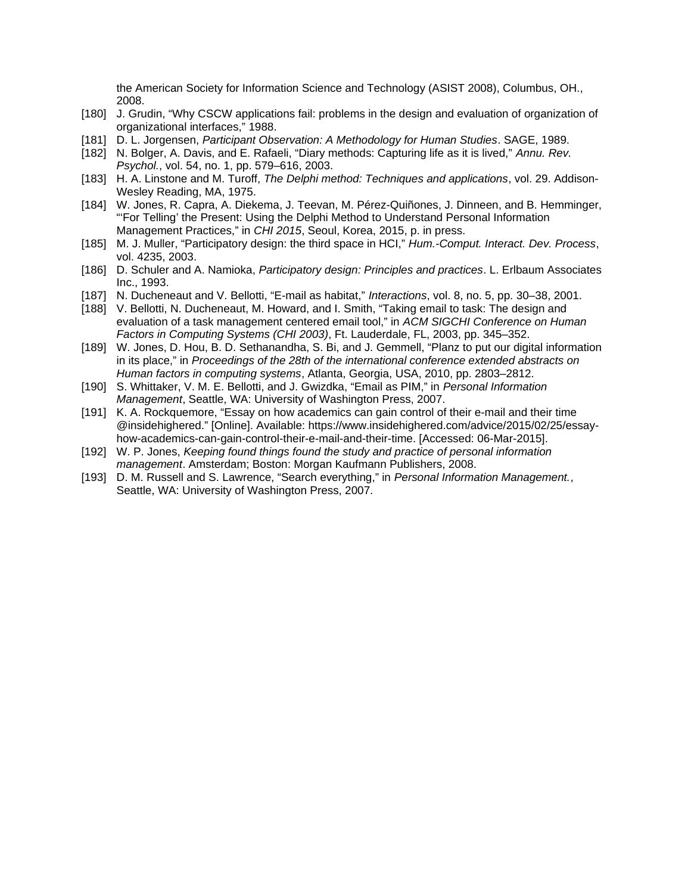the American Society for Information Science and Technology (ASIST 2008), Columbus, OH., 2008.

[180] J. Grudin, “Why CSCW applications fail: problems in the design and evaluation of organization of organizational interfaces,” 1988.

[181] D. L. Jorgensen, *Participant Observation: A Methodology for Human Studies*. SAGE, 1989.

[182] N. Bolger, A. Davis, and E. Rafaeli, “Diary methods: Capturing life as it is lived,” *Annu. Rev. Psychol.*, vol. 54, no. 1, pp. 579–616, 2003.

[183] H. A. Linstone and M. Turoff, *The Delphi method: Techniques and applications*, vol. 29. Addison-Wesley Reading, MA, 1975.

[184] W. Jones, R. Capra, A. Diekema, J. Teevan, M. Pérez-Quiñones, J. Dinneen, and B. Hemminger, “‘For Telling’ the Present: Using the Delphi Method to Understand Personal Information Management Practices,” in *CHI 2015*, Seoul, Korea, 2015, p. in press.

[185] M. J. Muller, “Participatory design: the third space in HCI,” *Hum.-Comput. Interact. Dev. Process*, vol. 4235, 2003.

[186] D. Schuler and A. Namioka, *Participatory design: Principles and practices*. L. Erlbaum Associates Inc., 1993.

[187] N. Ducheneaut and V. Bellotti, “E-mail as habitat,” *Interactions*, vol. 8, no. 5, pp. 30–38, 2001.

[188] V. Bellotti, N. Ducheneaut, M. Howard, and I. Smith, “Taking email to task: The design and evaluation of a task management centered email tool,” in *ACM SIGCHI Conference on Human Factors in Computing Systems (CHI 2003)*, Ft. Lauderdale, FL, 2003, pp. 345–352.

[189] W. Jones, D. Hou, B. D. Sethanandha, S. Bi, and J. Gemmell, “Planz to put our digital information in its place,” in *Proceedings of the 28th of the international conference extended abstracts on Human factors in computing systems*, Atlanta, Georgia, USA, 2010, pp. 2803–2812.

[190] S. Whittaker, V. M. E. Bellotti, and J. Gwizdka, “Email as PIM,” in *Personal Information Management*, Seattle, WA: University of Washington Press, 2007.

[191] K. A. Rockquemore, “Essay on how academics can gain control of their e-mail and their time @insidehighered.” [Online]. Available: https://www.insidehighered.com/advice/2015/02/25/essay-how-academics-can-gain-control-their-e-mail-and-their-time. [Accessed: 06-Mar-2015].

[192] W. P. Jones, *Keeping found things found the study and practice of personal information management*. Amsterdam; Boston: Morgan Kaufmann Publishers, 2008.

[193] D. M. Russell and S. Lawrence, “Search everything,” in *Personal Information Management.*, Seattle, WA: University of Washington Press, 2007.